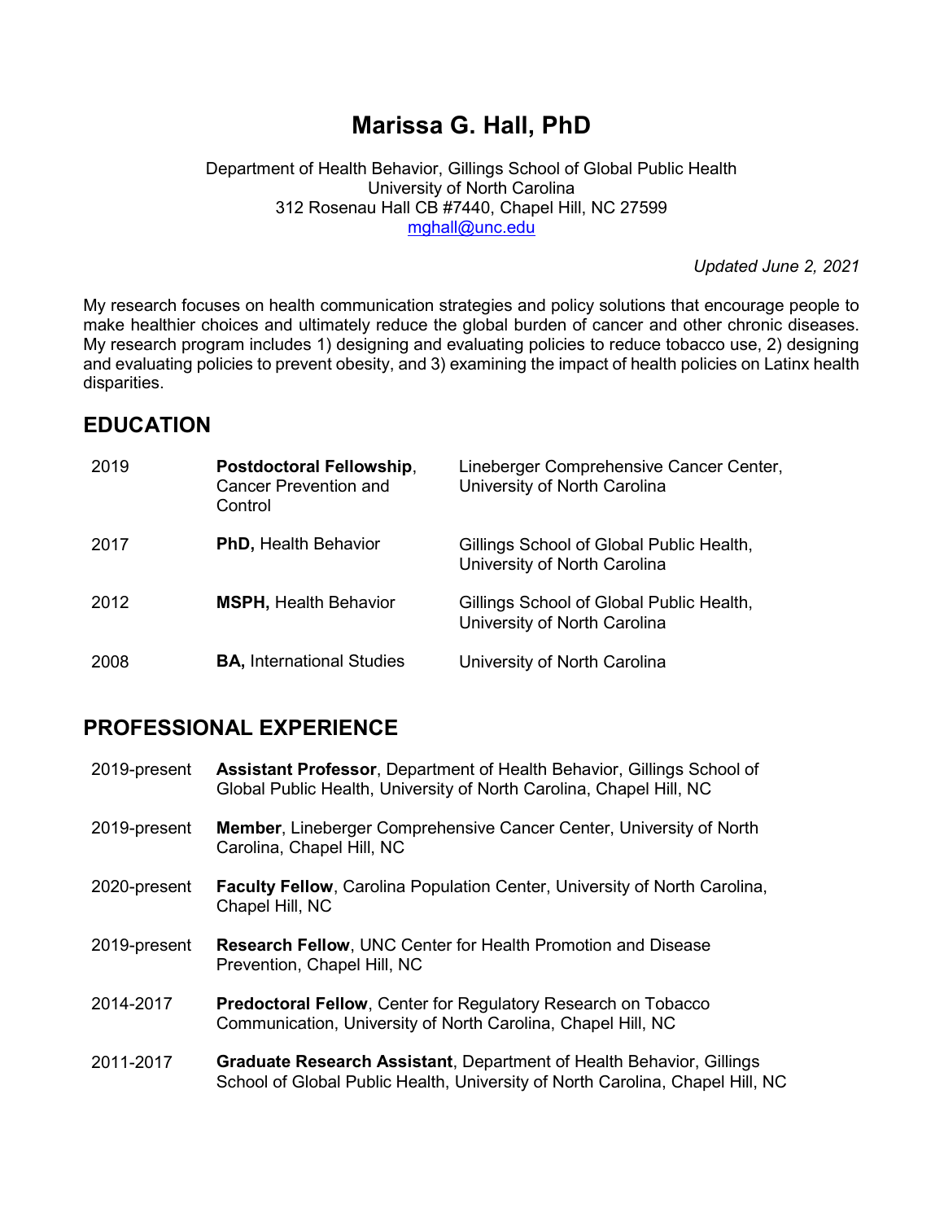# Marissa G. Hall, PhD

Department of Health Behavior, Gillings School of Global Public Health
University of North Carolina
312 Rosenau Hall CB #7440, Chapel Hill, NC 27599
mghall@unc.edu

*Updated June 2, 2021*

My research focuses on health communication strategies and policy solutions that encourage people to make healthier choices and ultimately reduce the global burden of cancer and other chronic diseases. My research program includes 1) designing and evaluating policies to reduce tobacco use, 2) designing and evaluating policies to prevent obesity, and 3) examining the impact of health policies on Latinx health disparities.

## EDUCATION

| | | |
|---|---|---|
| 2019 | **Postdoctoral Fellowship**, Cancer Prevention and Control | Lineberger Comprehensive Cancer Center, University of North Carolina |
| 2017 | **PhD,** Health Behavior | Gillings School of Global Public Health, University of North Carolina |
| 2012 | **MSPH,** Health Behavior | Gillings School of Global Public Health, University of North Carolina |
| 2008 | **BA,** International Studies | University of North Carolina |

## PROFESSIONAL EXPERIENCE

| | |
|---|---|
| 2019-present | **Assistant Professor**, Department of Health Behavior, Gillings School of Global Public Health, University of North Carolina, Chapel Hill, NC |
| 2019-present | **Member**, Lineberger Comprehensive Cancer Center, University of North Carolina, Chapel Hill, NC |
| 2020-present | **Faculty Fellow**, Carolina Population Center, University of North Carolina, Chapel Hill, NC |
| 2019-present | **Research Fellow**, UNC Center for Health Promotion and Disease Prevention, Chapel Hill, NC |
| 2014-2017 | **Predoctoral Fellow**, Center for Regulatory Research on Tobacco Communication, University of North Carolina, Chapel Hill, NC |
| 2011-2017 | **Graduate Research Assistant**, Department of Health Behavior, Gillings School of Global Public Health, University of North Carolina, Chapel Hill, NC |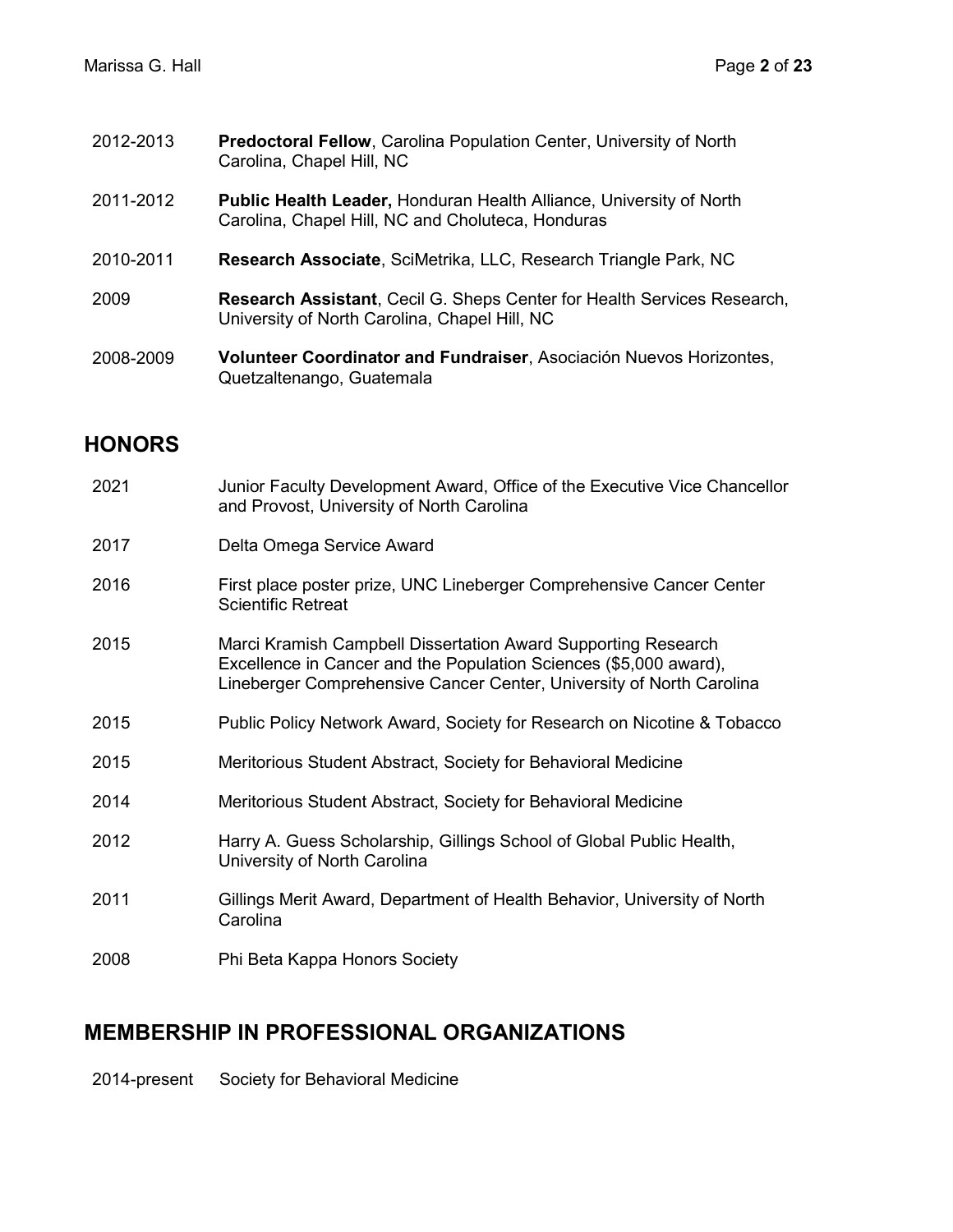| | |
|---|---|
| 2012-2013 | **Predoctoral Fellow**, Carolina Population Center, University of North Carolina, Chapel Hill, NC |
| 2011-2012 | **Public Health Leader,** Honduran Health Alliance, University of North Carolina, Chapel Hill, NC and Choluteca, Honduras |
| 2010-2011 | **Research Associate**, SciMetrika, LLC, Research Triangle Park, NC |
| 2009 | **Research Assistant**, Cecil G. Sheps Center for Health Services Research, University of North Carolina, Chapel Hill, NC |
| 2008-2009 | **Volunteer Coordinator and Fundraiser**, Asociación Nuevos Horizontes, Quetzaltenango, Guatemala |

## HONORS

| | |
|---|---|
| 2021 | Junior Faculty Development Award, Office of the Executive Vice Chancellor and Provost, University of North Carolina |
| 2017 | Delta Omega Service Award |
| 2016 | First place poster prize, UNC Lineberger Comprehensive Cancer Center Scientific Retreat |
| 2015 | Marci Kramish Campbell Dissertation Award Supporting Research Excellence in Cancer and the Population Sciences ($5,000 award), Lineberger Comprehensive Cancer Center, University of North Carolina |
| 2015 | Public Policy Network Award, Society for Research on Nicotine & Tobacco |
| 2015 | Meritorious Student Abstract, Society for Behavioral Medicine |
| 2014 | Meritorious Student Abstract, Society for Behavioral Medicine |
| 2012 | Harry A. Guess Scholarship, Gillings School of Global Public Health, University of North Carolina |
| 2011 | Gillings Merit Award, Department of Health Behavior, University of North Carolina |
| 2008 | Phi Beta Kappa Honors Society |

## MEMBERSHIP IN PROFESSIONAL ORGANIZATIONS

| | |
|---|---|
| 2014-present | Society for Behavioral Medicine |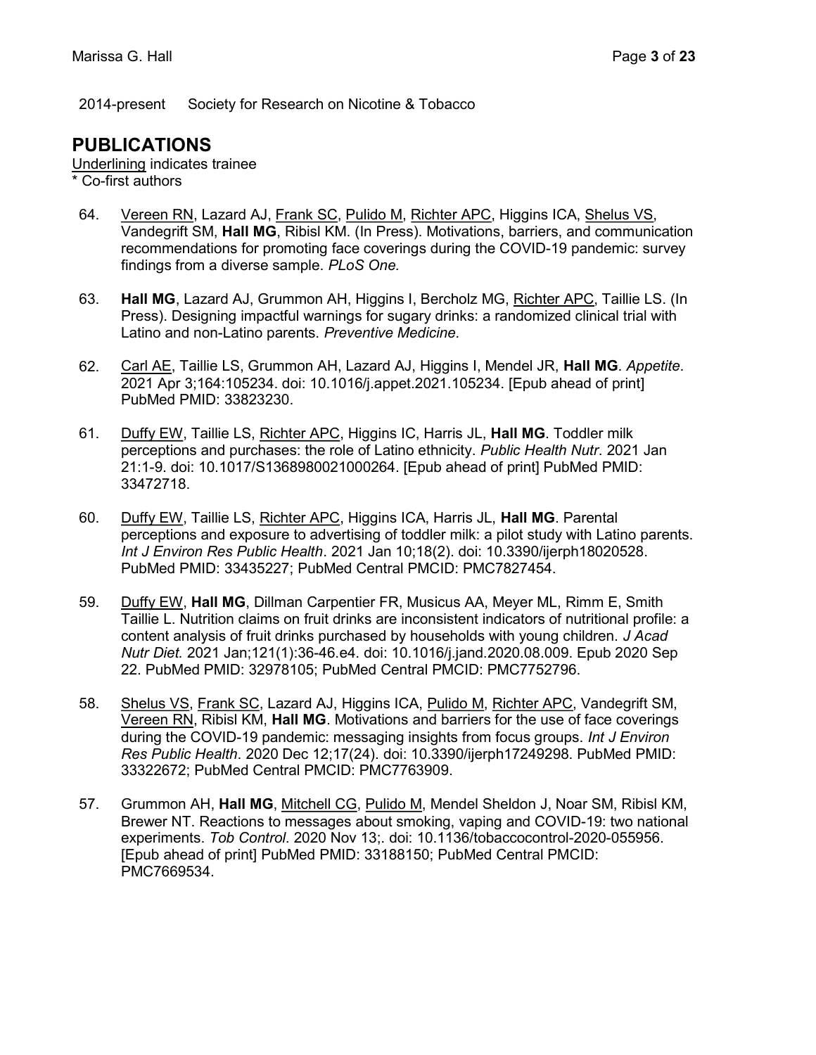2014-present Society for Research on Nicotine & Tobacco

## PUBLICATIONS

<u>Underlining</u> indicates trainee
* Co-first authors

64. <u>Vereen RN</u>, Lazard AJ, <u>Frank SC</u>, <u>Pulido M</u>, <u>Richter APC</u>, Higgins ICA, <u>Shelus VS</u>, Vandegrift SM, **Hall MG**, Ribisl KM. (In Press). Motivations, barriers, and communication recommendations for promoting face coverings during the COVID-19 pandemic: survey findings from a diverse sample. *PLoS One.*

63. **Hall MG**, Lazard AJ, Grummon AH, Higgins I, Bercholz MG, <u>Richter APC</u>, Taillie LS. (In Press). Designing impactful warnings for sugary drinks: a randomized clinical trial with Latino and non-Latino parents. *Preventive Medicine.*

62. <u>Carl AE</u>, Taillie LS, Grummon AH, Lazard AJ, Higgins I, Mendel JR, **Hall MG**. *Appetite*. 2021 Apr 3;164:105234. doi: 10.1016/j.appet.2021.105234. [Epub ahead of print] PubMed PMID: 33823230.

61. <u>Duffy EW</u>, Taillie LS, <u>Richter APC</u>, Higgins IC, Harris JL, **Hall MG**. Toddler milk perceptions and purchases: the role of Latino ethnicity. *Public Health Nutr*. 2021 Jan 21:1-9. doi: 10.1017/S1368980021000264. [Epub ahead of print] PubMed PMID: 33472718.

60. <u>Duffy EW</u>, Taillie LS, <u>Richter APC</u>, Higgins ICA, Harris JL, **Hall MG**. Parental perceptions and exposure to advertising of toddler milk: a pilot study with Latino parents. *Int J Environ Res Public Health*. 2021 Jan 10;18(2). doi: 10.3390/ijerph18020528. PubMed PMID: 33435227; PubMed Central PMCID: PMC7827454.

59. <u>Duffy EW</u>, **Hall MG**, Dillman Carpentier FR, Musicus AA, Meyer ML, Rimm E, Smith Taillie L. Nutrition claims on fruit drinks are inconsistent indicators of nutritional profile: a content analysis of fruit drinks purchased by households with young children. *J Acad Nutr Diet.* 2021 Jan;121(1):36-46.e4. doi: 10.1016/j.jand.2020.08.009. Epub 2020 Sep 22. PubMed PMID: 32978105; PubMed Central PMCID: PMC7752796.

58. <u>Shelus VS</u>, <u>Frank SC</u>, Lazard AJ, Higgins ICA, <u>Pulido M</u>, <u>Richter APC</u>, Vandegrift SM, <u>Vereen RN</u>, Ribisl KM, **Hall MG**. Motivations and barriers for the use of face coverings during the COVID-19 pandemic: messaging insights from focus groups. *Int J Environ Res Public Health*. 2020 Dec 12;17(24). doi: 10.3390/ijerph17249298. PubMed PMID: 33322672; PubMed Central PMCID: PMC7763909.

57. Grummon AH, **Hall MG**, <u>Mitchell CG</u>, <u>Pulido M</u>, Mendel Sheldon J, Noar SM, Ribisl KM, Brewer NT. Reactions to messages about smoking, vaping and COVID-19: two national experiments. *Tob Control*. 2020 Nov 13;. doi: 10.1136/tobaccocontrol-2020-055956. [Epub ahead of print] PubMed PMID: 33188150; PubMed Central PMCID: PMC7669534.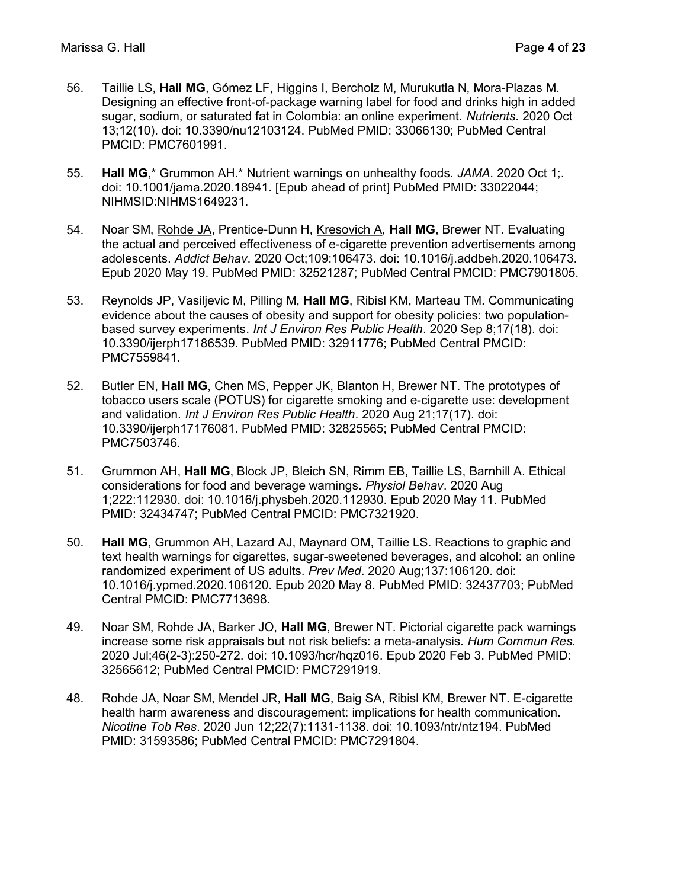56. Taillie LS, **Hall MG**, Gómez LF, Higgins I, Bercholz M, Murukutla N, Mora-Plazas M. Designing an effective front-of-package warning label for food and drinks high in added sugar, sodium, or saturated fat in Colombia: an online experiment. *Nutrients*. 2020 Oct 13;12(10). doi: 10.3390/nu12103124. PubMed PMID: 33066130; PubMed Central PMCID: PMC7601991.

55. **Hall MG**,* Grummon AH.* Nutrient warnings on unhealthy foods. *JAMA*. 2020 Oct 1;. doi: 10.1001/jama.2020.18941. [Epub ahead of print] PubMed PMID: 33022044; NIHMSID:NIHMS1649231.

54. Noar SM, <u>Rohde JA</u>, Prentice-Dunn H, <u>Kresovich A</u>, **Hall MG**, Brewer NT. Evaluating the actual and perceived effectiveness of e-cigarette prevention advertisements among adolescents. *Addict Behav*. 2020 Oct;109:106473. doi: 10.1016/j.addbeh.2020.106473. Epub 2020 May 19. PubMed PMID: 32521287; PubMed Central PMCID: PMC7901805.

53. Reynolds JP, Vasiljevic M, Pilling M, **Hall MG**, Ribisl KM, Marteau TM. Communicating evidence about the causes of obesity and support for obesity policies: two population-based survey experiments. *Int J Environ Res Public Health*. 2020 Sep 8;17(18). doi: 10.3390/ijerph17186539. PubMed PMID: 32911776; PubMed Central PMCID: PMC7559841.

52. Butler EN, **Hall MG**, Chen MS, Pepper JK, Blanton H, Brewer NT. The prototypes of tobacco users scale (POTUS) for cigarette smoking and e-cigarette use: development and validation. *Int J Environ Res Public Health*. 2020 Aug 21;17(17). doi: 10.3390/ijerph17176081. PubMed PMID: 32825565; PubMed Central PMCID: PMC7503746.

51. Grummon AH, **Hall MG**, Block JP, Bleich SN, Rimm EB, Taillie LS, Barnhill A. Ethical considerations for food and beverage warnings. *Physiol Behav*. 2020 Aug 1;222:112930. doi: 10.1016/j.physbeh.2020.112930. Epub 2020 May 11. PubMed PMID: 32434747; PubMed Central PMCID: PMC7321920.

50. **Hall MG**, Grummon AH, Lazard AJ, Maynard OM, Taillie LS. Reactions to graphic and text health warnings for cigarettes, sugar-sweetened beverages, and alcohol: an online randomized experiment of US adults. *Prev Med*. 2020 Aug;137:106120. doi: 10.1016/j.ypmed.2020.106120. Epub 2020 May 8. PubMed PMID: 32437703; PubMed Central PMCID: PMC7713698.

49. Noar SM, Rohde JA, Barker JO, **Hall MG**, Brewer NT. Pictorial cigarette pack warnings increase some risk appraisals but not risk beliefs: a meta-analysis. *Hum Commun Res.* 2020 Jul;46(2-3):250-272. doi: 10.1093/hcr/hqz016. Epub 2020 Feb 3. PubMed PMID: 32565612; PubMed Central PMCID: PMC7291919.

48. Rohde JA, Noar SM, Mendel JR, **Hall MG**, Baig SA, Ribisl KM, Brewer NT. E-cigarette health harm awareness and discouragement: implications for health communication. *Nicotine Tob Res*. 2020 Jun 12;22(7):1131-1138. doi: 10.1093/ntr/ntz194. PubMed PMID: 31593586; PubMed Central PMCID: PMC7291804.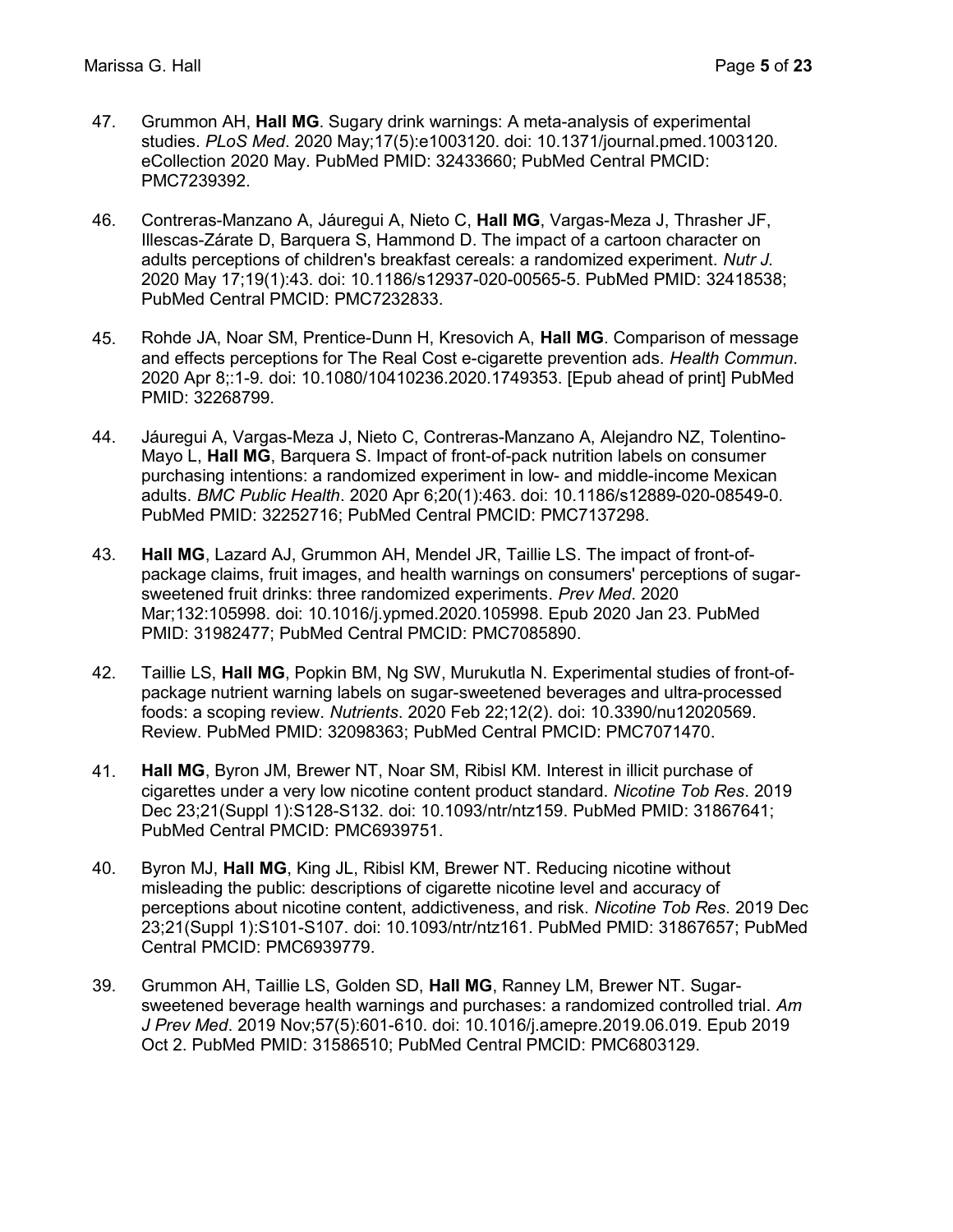47. Grummon AH, **Hall MG**. Sugary drink warnings: A meta-analysis of experimental studies. *PLoS Med*. 2020 May;17(5):e1003120. doi: 10.1371/journal.pmed.1003120. eCollection 2020 May. PubMed PMID: 32433660; PubMed Central PMCID: PMC7239392.

46. Contreras-Manzano A, Jáuregui A, Nieto C, **Hall MG**, Vargas-Meza J, Thrasher JF, Illescas-Zárate D, Barquera S, Hammond D. The impact of a cartoon character on adults perceptions of children's breakfast cereals: a randomized experiment. *Nutr J.* 2020 May 17;19(1):43. doi: 10.1186/s12937-020-00565-5. PubMed PMID: 32418538; PubMed Central PMCID: PMC7232833.

45. Rohde JA, Noar SM, Prentice-Dunn H, Kresovich A, **Hall MG**. Comparison of message and effects perceptions for The Real Cost e-cigarette prevention ads. *Health Commun*. 2020 Apr 8;:1-9. doi: 10.1080/10410236.2020.1749353. [Epub ahead of print] PubMed PMID: 32268799.

44. Jáuregui A, Vargas-Meza J, Nieto C, Contreras-Manzano A, Alejandro NZ, Tolentino-Mayo L, **Hall MG**, Barquera S. Impact of front-of-pack nutrition labels on consumer purchasing intentions: a randomized experiment in low- and middle-income Mexican adults. *BMC Public Health*. 2020 Apr 6;20(1):463. doi: 10.1186/s12889-020-08549-0. PubMed PMID: 32252716; PubMed Central PMCID: PMC7137298.

43. **Hall MG**, Lazard AJ, Grummon AH, Mendel JR, Taillie LS. The impact of front-of-package claims, fruit images, and health warnings on consumers' perceptions of sugar-sweetened fruit drinks: three randomized experiments. *Prev Med*. 2020 Mar;132:105998. doi: 10.1016/j.ypmed.2020.105998. Epub 2020 Jan 23. PubMed PMID: 31982477; PubMed Central PMCID: PMC7085890.

42. Taillie LS, **Hall MG**, Popkin BM, Ng SW, Murukutla N. Experimental studies of front-of-package nutrient warning labels on sugar-sweetened beverages and ultra-processed foods: a scoping review. *Nutrients*. 2020 Feb 22;12(2). doi: 10.3390/nu12020569. Review. PubMed PMID: 32098363; PubMed Central PMCID: PMC7071470.

41. **Hall MG**, Byron JM, Brewer NT, Noar SM, Ribisl KM. Interest in illicit purchase of cigarettes under a very low nicotine content product standard. *Nicotine Tob Res*. 2019 Dec 23;21(Suppl 1):S128-S132. doi: 10.1093/ntr/ntz159. PubMed PMID: 31867641; PubMed Central PMCID: PMC6939751.

40. Byron MJ, **Hall MG**, King JL, Ribisl KM, Brewer NT. Reducing nicotine without misleading the public: descriptions of cigarette nicotine level and accuracy of perceptions about nicotine content, addictiveness, and risk. *Nicotine Tob Res*. 2019 Dec 23;21(Suppl 1):S101-S107. doi: 10.1093/ntr/ntz161. PubMed PMID: 31867657; PubMed Central PMCID: PMC6939779.

39. Grummon AH, Taillie LS, Golden SD, **Hall MG**, Ranney LM, Brewer NT. Sugar-sweetened beverage health warnings and purchases: a randomized controlled trial. *Am J Prev Med*. 2019 Nov;57(5):601-610. doi: 10.1016/j.amepre.2019.06.019. Epub 2019 Oct 2. PubMed PMID: 31586510; PubMed Central PMCID: PMC6803129.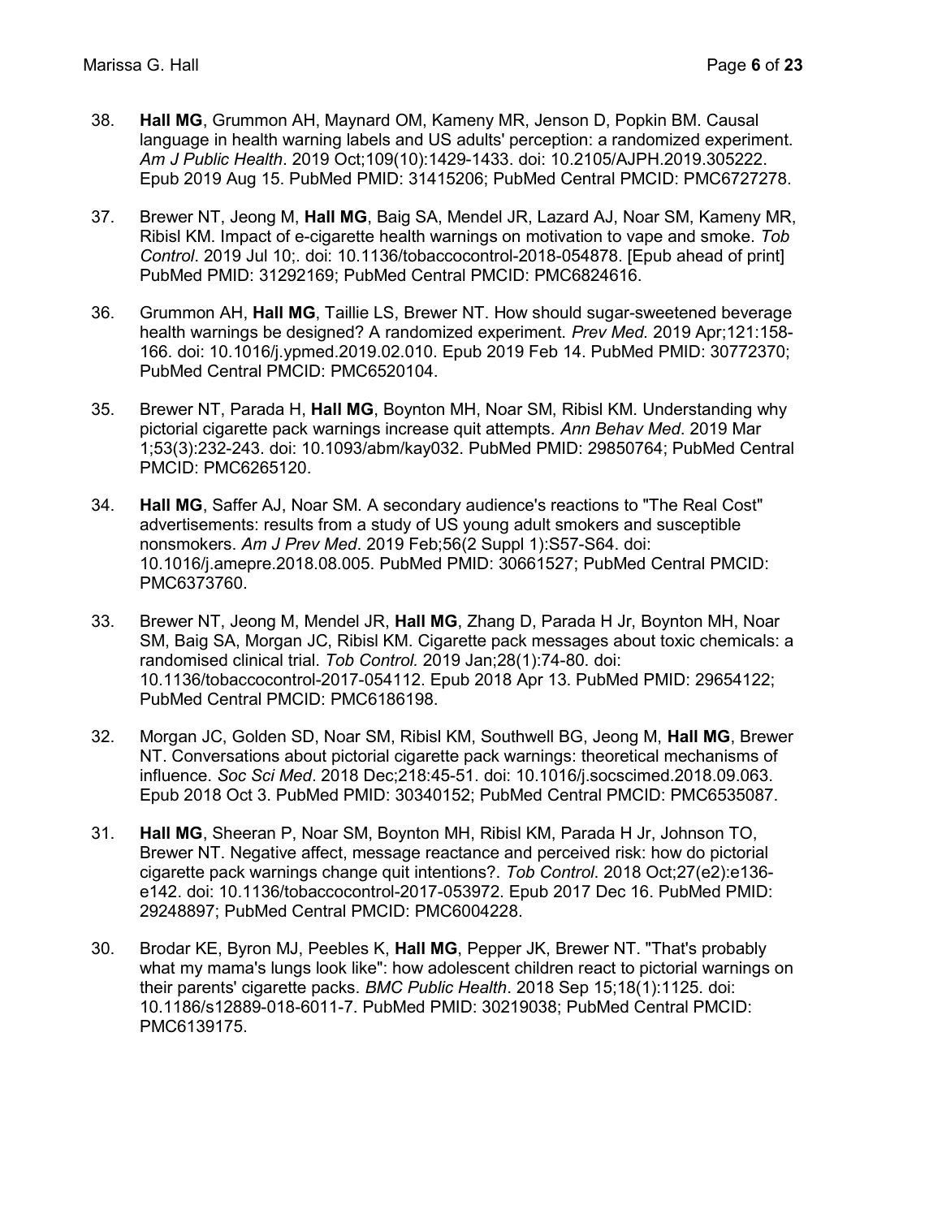38. **Hall MG**, Grummon AH, Maynard OM, Kameny MR, Jenson D, Popkin BM. Causal language in health warning labels and US adults' perception: a randomized experiment. *Am J Public Health*. 2019 Oct;109(10):1429-1433. doi: 10.2105/AJPH.2019.305222. Epub 2019 Aug 15. PubMed PMID: 31415206; PubMed Central PMCID: PMC6727278.

37. Brewer NT, Jeong M, **Hall MG**, Baig SA, Mendel JR, Lazard AJ, Noar SM, Kameny MR, Ribisl KM. Impact of e-cigarette health warnings on motivation to vape and smoke. *Tob Control*. 2019 Jul 10;. doi: 10.1136/tobaccocontrol-2018-054878. [Epub ahead of print] PubMed PMID: 31292169; PubMed Central PMCID: PMC6824616.

36. Grummon AH, **Hall MG**, Taillie LS, Brewer NT. How should sugar-sweetened beverage health warnings be designed? A randomized experiment. *Prev Med.* 2019 Apr;121:158-166. doi: 10.1016/j.ypmed.2019.02.010. Epub 2019 Feb 14. PubMed PMID: 30772370; PubMed Central PMCID: PMC6520104.

35. Brewer NT, Parada H, **Hall MG**, Boynton MH, Noar SM, Ribisl KM. Understanding why pictorial cigarette pack warnings increase quit attempts. *Ann Behav Med*. 2019 Mar 1;53(3):232-243. doi: 10.1093/abm/kay032. PubMed PMID: 29850764; PubMed Central PMCID: PMC6265120.

34. **Hall MG**, Saffer AJ, Noar SM. A secondary audience's reactions to "The Real Cost" advertisements: results from a study of US young adult smokers and susceptible nonsmokers. *Am J Prev Med*. 2019 Feb;56(2 Suppl 1):S57-S64. doi: 10.1016/j.amepre.2018.08.005. PubMed PMID: 30661527; PubMed Central PMCID: PMC6373760.

33. Brewer NT, Jeong M, Mendel JR, **Hall MG**, Zhang D, Parada H Jr, Boynton MH, Noar SM, Baig SA, Morgan JC, Ribisl KM. Cigarette pack messages about toxic chemicals: a randomised clinical trial. *Tob Control.* 2019 Jan;28(1):74-80. doi: 10.1136/tobaccocontrol-2017-054112. Epub 2018 Apr 13. PubMed PMID: 29654122; PubMed Central PMCID: PMC6186198.

32. Morgan JC, Golden SD, Noar SM, Ribisl KM, Southwell BG, Jeong M, **Hall MG**, Brewer NT. Conversations about pictorial cigarette pack warnings: theoretical mechanisms of influence. *Soc Sci Med*. 2018 Dec;218:45-51. doi: 10.1016/j.socscimed.2018.09.063. Epub 2018 Oct 3. PubMed PMID: 30340152; PubMed Central PMCID: PMC6535087.

31. **Hall MG**, Sheeran P, Noar SM, Boynton MH, Ribisl KM, Parada H Jr, Johnson TO, Brewer NT. Negative affect, message reactance and perceived risk: how do pictorial cigarette pack warnings change quit intentions?. *Tob Control*. 2018 Oct;27(e2):e136-e142. doi: 10.1136/tobaccocontrol-2017-053972. Epub 2017 Dec 16. PubMed PMID: 29248897; PubMed Central PMCID: PMC6004228.

30. Brodar KE, Byron MJ, Peebles K, **Hall MG**, Pepper JK, Brewer NT. "That's probably what my mama's lungs look like": how adolescent children react to pictorial warnings on their parents' cigarette packs. *BMC Public Health*. 2018 Sep 15;18(1):1125. doi: 10.1186/s12889-018-6011-7. PubMed PMID: 30219038; PubMed Central PMCID: PMC6139175.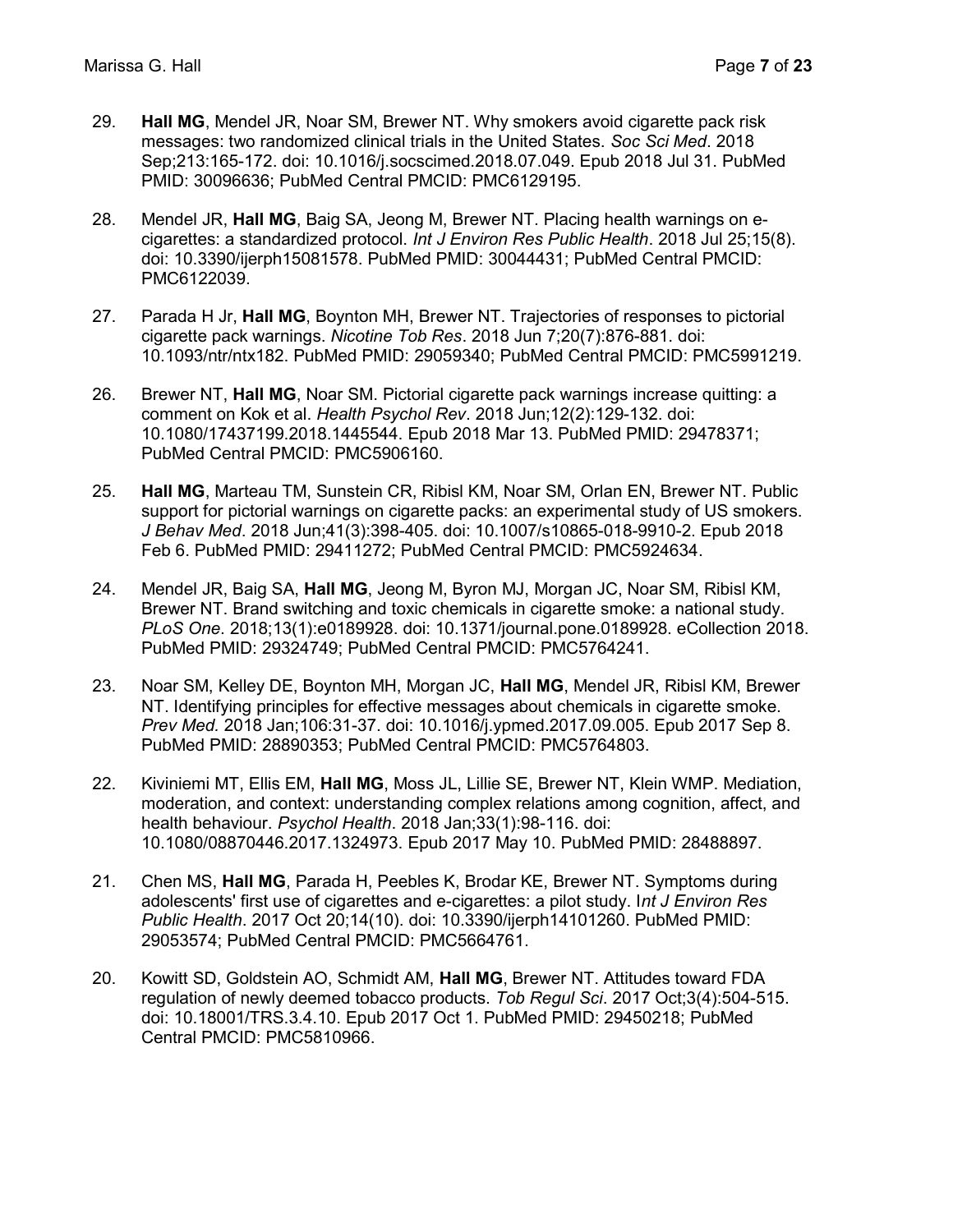29. **Hall MG**, Mendel JR, Noar SM, Brewer NT. Why smokers avoid cigarette pack risk messages: two randomized clinical trials in the United States. *Soc Sci Med*. 2018 Sep;213:165-172. doi: 10.1016/j.socscimed.2018.07.049. Epub 2018 Jul 31. PubMed PMID: 30096636; PubMed Central PMCID: PMC6129195.

28. Mendel JR, **Hall MG**, Baig SA, Jeong M, Brewer NT. Placing health warnings on e-cigarettes: a standardized protocol. *Int J Environ Res Public Health*. 2018 Jul 25;15(8). doi: 10.3390/ijerph15081578. PubMed PMID: 30044431; PubMed Central PMCID: PMC6122039.

27. Parada H Jr, **Hall MG**, Boynton MH, Brewer NT. Trajectories of responses to pictorial cigarette pack warnings. *Nicotine Tob Res*. 2018 Jun 7;20(7):876-881. doi: 10.1093/ntr/ntx182. PubMed PMID: 29059340; PubMed Central PMCID: PMC5991219.

26. Brewer NT, **Hall MG**, Noar SM. Pictorial cigarette pack warnings increase quitting: a comment on Kok et al. *Health Psychol Rev*. 2018 Jun;12(2):129-132. doi: 10.1080/17437199.2018.1445544. Epub 2018 Mar 13. PubMed PMID: 29478371; PubMed Central PMCID: PMC5906160.

25. **Hall MG**, Marteau TM, Sunstein CR, Ribisl KM, Noar SM, Orlan EN, Brewer NT. Public support for pictorial warnings on cigarette packs: an experimental study of US smokers. *J Behav Med*. 2018 Jun;41(3):398-405. doi: 10.1007/s10865-018-9910-2. Epub 2018 Feb 6. PubMed PMID: 29411272; PubMed Central PMCID: PMC5924634.

24. Mendel JR, Baig SA, **Hall MG**, Jeong M, Byron MJ, Morgan JC, Noar SM, Ribisl KM, Brewer NT. Brand switching and toxic chemicals in cigarette smoke: a national study. *PLoS One*. 2018;13(1):e0189928. doi: 10.1371/journal.pone.0189928. eCollection 2018. PubMed PMID: 29324749; PubMed Central PMCID: PMC5764241.

23. Noar SM, Kelley DE, Boynton MH, Morgan JC, **Hall MG**, Mendel JR, Ribisl KM, Brewer NT. Identifying principles for effective messages about chemicals in cigarette smoke. *Prev Med.* 2018 Jan;106:31-37. doi: 10.1016/j.ypmed.2017.09.005. Epub 2017 Sep 8. PubMed PMID: 28890353; PubMed Central PMCID: PMC5764803.

22. Kiviniemi MT, Ellis EM, **Hall MG**, Moss JL, Lillie SE, Brewer NT, Klein WMP. Mediation, moderation, and context: understanding complex relations among cognition, affect, and health behaviour. *Psychol Health*. 2018 Jan;33(1):98-116. doi: 10.1080/08870446.2017.1324973. Epub 2017 May 10. PubMed PMID: 28488897.

21. Chen MS, **Hall MG**, Parada H, Peebles K, Brodar KE, Brewer NT. Symptoms during adolescents' first use of cigarettes and e-cigarettes: a pilot study. I*nt J Environ Res Public Health*. 2017 Oct 20;14(10). doi: 10.3390/ijerph14101260. PubMed PMID: 29053574; PubMed Central PMCID: PMC5664761.

20. Kowitt SD, Goldstein AO, Schmidt AM, **Hall MG**, Brewer NT. Attitudes toward FDA regulation of newly deemed tobacco products. *Tob Regul Sci*. 2017 Oct;3(4):504-515. doi: 10.18001/TRS.3.4.10. Epub 2017 Oct 1. PubMed PMID: 29450218; PubMed Central PMCID: PMC5810966.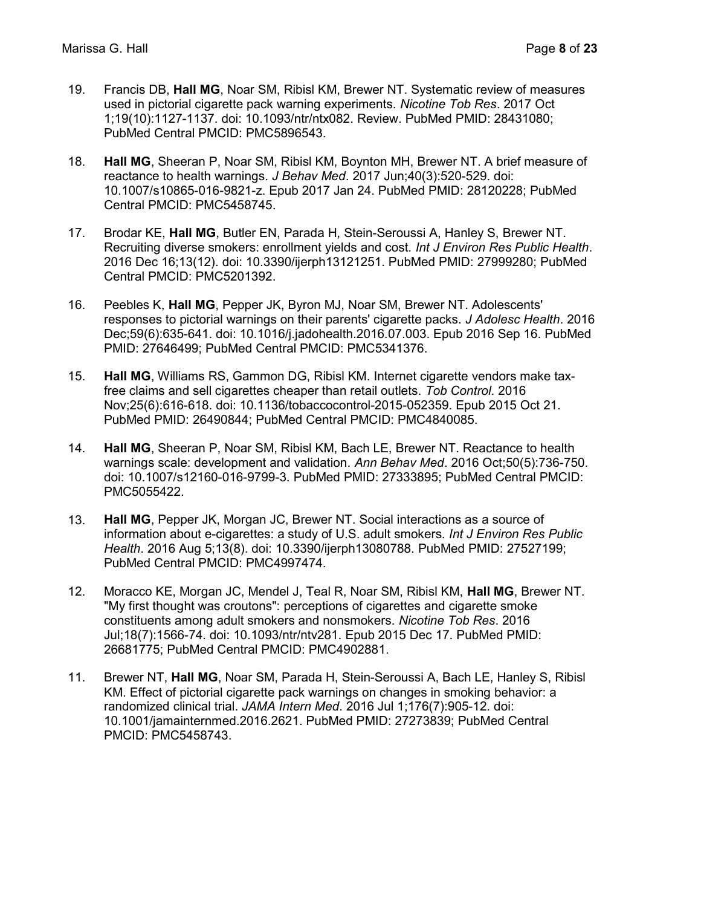19. Francis DB, **Hall MG**, Noar SM, Ribisl KM, Brewer NT. Systematic review of measures used in pictorial cigarette pack warning experiments. *Nicotine Tob Res*. 2017 Oct 1;19(10):1127-1137. doi: 10.1093/ntr/ntx082. Review. PubMed PMID: 28431080; PubMed Central PMCID: PMC5896543.

18. **Hall MG**, Sheeran P, Noar SM, Ribisl KM, Boynton MH, Brewer NT. A brief measure of reactance to health warnings. *J Behav Med*. 2017 Jun;40(3):520-529. doi: 10.1007/s10865-016-9821-z. Epub 2017 Jan 24. PubMed PMID: 28120228; PubMed Central PMCID: PMC5458745.

17. Brodar KE, **Hall MG**, Butler EN, Parada H, Stein-Seroussi A, Hanley S, Brewer NT. Recruiting diverse smokers: enrollment yields and cost. *Int J Environ Res Public Health*. 2016 Dec 16;13(12). doi: 10.3390/ijerph13121251. PubMed PMID: 27999280; PubMed Central PMCID: PMC5201392.

16. Peebles K, **Hall MG**, Pepper JK, Byron MJ, Noar SM, Brewer NT. Adolescents' responses to pictorial warnings on their parents' cigarette packs. *J Adolesc Health*. 2016 Dec;59(6):635-641. doi: 10.1016/j.jadohealth.2016.07.003. Epub 2016 Sep 16. PubMed PMID: 27646499; PubMed Central PMCID: PMC5341376.

15. **Hall MG**, Williams RS, Gammon DG, Ribisl KM. Internet cigarette vendors make tax-free claims and sell cigarettes cheaper than retail outlets. *Tob Control*. 2016 Nov;25(6):616-618. doi: 10.1136/tobaccocontrol-2015-052359. Epub 2015 Oct 21. PubMed PMID: 26490844; PubMed Central PMCID: PMC4840085.

14. **Hall MG**, Sheeran P, Noar SM, Ribisl KM, Bach LE, Brewer NT. Reactance to health warnings scale: development and validation. *Ann Behav Med*. 2016 Oct;50(5):736-750. doi: 10.1007/s12160-016-9799-3. PubMed PMID: 27333895; PubMed Central PMCID: PMC5055422.

13. **Hall MG**, Pepper JK, Morgan JC, Brewer NT. Social interactions as a source of information about e-cigarettes: a study of U.S. adult smokers. *Int J Environ Res Public Health*. 2016 Aug 5;13(8). doi: 10.3390/ijerph13080788. PubMed PMID: 27527199; PubMed Central PMCID: PMC4997474.

12. Moracco KE, Morgan JC, Mendel J, Teal R, Noar SM, Ribisl KM, **Hall MG**, Brewer NT. "My first thought was croutons": perceptions of cigarettes and cigarette smoke constituents among adult smokers and nonsmokers. *Nicotine Tob Res*. 2016 Jul;18(7):1566-74. doi: 10.1093/ntr/ntv281. Epub 2015 Dec 17. PubMed PMID: 26681775; PubMed Central PMCID: PMC4902881.

11. Brewer NT, **Hall MG**, Noar SM, Parada H, Stein-Seroussi A, Bach LE, Hanley S, Ribisl KM. Effect of pictorial cigarette pack warnings on changes in smoking behavior: a randomized clinical trial. *JAMA Intern Med*. 2016 Jul 1;176(7):905-12. doi: 10.1001/jamainternmed.2016.2621. PubMed PMID: 27273839; PubMed Central PMCID: PMC5458743.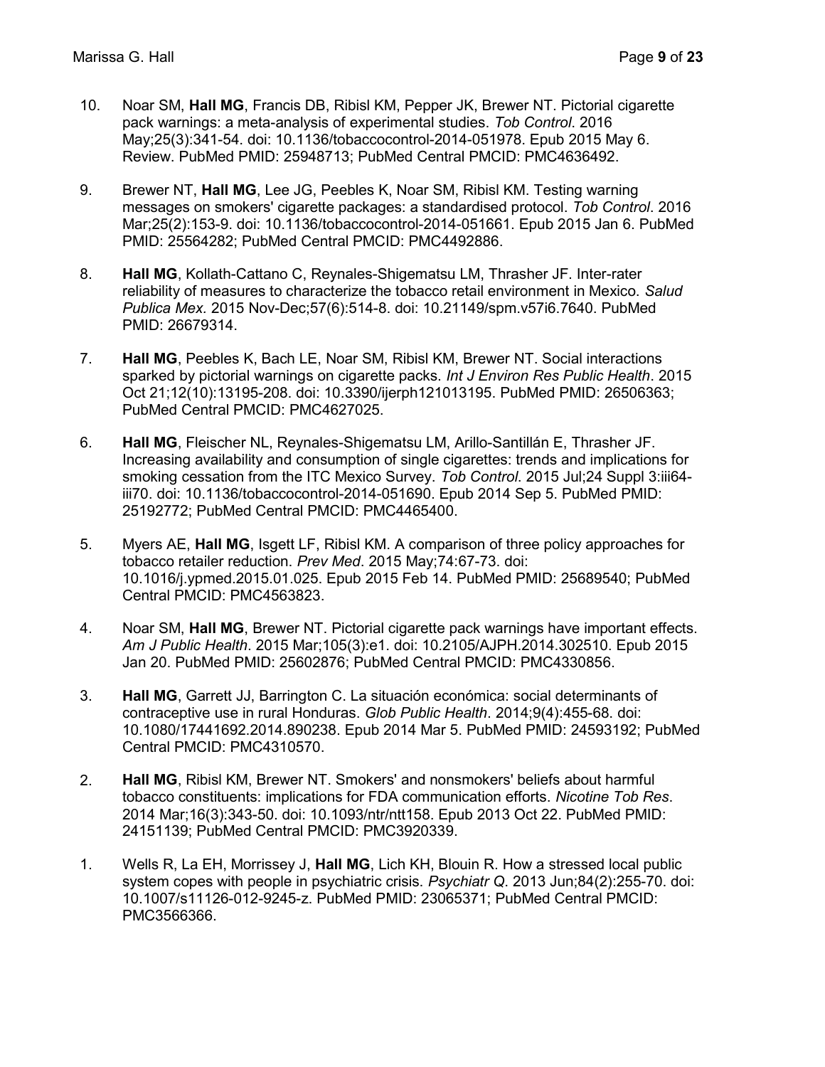10. Noar SM, **Hall MG**, Francis DB, Ribisl KM, Pepper JK, Brewer NT. Pictorial cigarette pack warnings: a meta-analysis of experimental studies. *Tob Control*. 2016 May;25(3):341-54. doi: 10.1136/tobaccocontrol-2014-051978. Epub 2015 May 6. Review. PubMed PMID: 25948713; PubMed Central PMCID: PMC4636492.

9. Brewer NT, **Hall MG**, Lee JG, Peebles K, Noar SM, Ribisl KM. Testing warning messages on smokers' cigarette packages: a standardised protocol. *Tob Control*. 2016 Mar;25(2):153-9. doi: 10.1136/tobaccocontrol-2014-051661. Epub 2015 Jan 6. PubMed PMID: 25564282; PubMed Central PMCID: PMC4492886.

8. **Hall MG**, Kollath-Cattano C, Reynales-Shigematsu LM, Thrasher JF. Inter-rater reliability of measures to characterize the tobacco retail environment in Mexico. *Salud Publica Mex.* 2015 Nov-Dec;57(6):514-8. doi: 10.21149/spm.v57i6.7640. PubMed PMID: 26679314.

7. **Hall MG**, Peebles K, Bach LE, Noar SM, Ribisl KM, Brewer NT. Social interactions sparked by pictorial warnings on cigarette packs. *Int J Environ Res Public Health*. 2015 Oct 21;12(10):13195-208. doi: 10.3390/ijerph121013195. PubMed PMID: 26506363; PubMed Central PMCID: PMC4627025.

6. **Hall MG**, Fleischer NL, Reynales-Shigematsu LM, Arillo-Santillán E, Thrasher JF. Increasing availability and consumption of single cigarettes: trends and implications for smoking cessation from the ITC Mexico Survey. *Tob Control*. 2015 Jul;24 Suppl 3:iii64-iii70. doi: 10.1136/tobaccocontrol-2014-051690. Epub 2014 Sep 5. PubMed PMID: 25192772; PubMed Central PMCID: PMC4465400.

5. Myers AE, **Hall MG**, Isgett LF, Ribisl KM. A comparison of three policy approaches for tobacco retailer reduction. *Prev Med*. 2015 May;74:67-73. doi: 10.1016/j.ypmed.2015.01.025. Epub 2015 Feb 14. PubMed PMID: 25689540; PubMed Central PMCID: PMC4563823.

4. Noar SM, **Hall MG**, Brewer NT. Pictorial cigarette pack warnings have important effects. *Am J Public Health*. 2015 Mar;105(3):e1. doi: 10.2105/AJPH.2014.302510. Epub 2015 Jan 20. PubMed PMID: 25602876; PubMed Central PMCID: PMC4330856.

3. **Hall MG**, Garrett JJ, Barrington C. La situación económica: social determinants of contraceptive use in rural Honduras. *Glob Public Health*. 2014;9(4):455-68. doi: 10.1080/17441692.2014.890238. Epub 2014 Mar 5. PubMed PMID: 24593192; PubMed Central PMCID: PMC4310570.

2. **Hall MG**, Ribisl KM, Brewer NT. Smokers' and nonsmokers' beliefs about harmful tobacco constituents: implications for FDA communication efforts. *Nicotine Tob Res*. 2014 Mar;16(3):343-50. doi: 10.1093/ntr/ntt158. Epub 2013 Oct 22. PubMed PMID: 24151139; PubMed Central PMCID: PMC3920339.

1. Wells R, La EH, Morrissey J, **Hall MG**, Lich KH, Blouin R. How a stressed local public system copes with people in psychiatric crisis. *Psychiatr Q*. 2013 Jun;84(2):255-70. doi: 10.1007/s11126-012-9245-z. PubMed PMID: 23065371; PubMed Central PMCID: PMC3566366.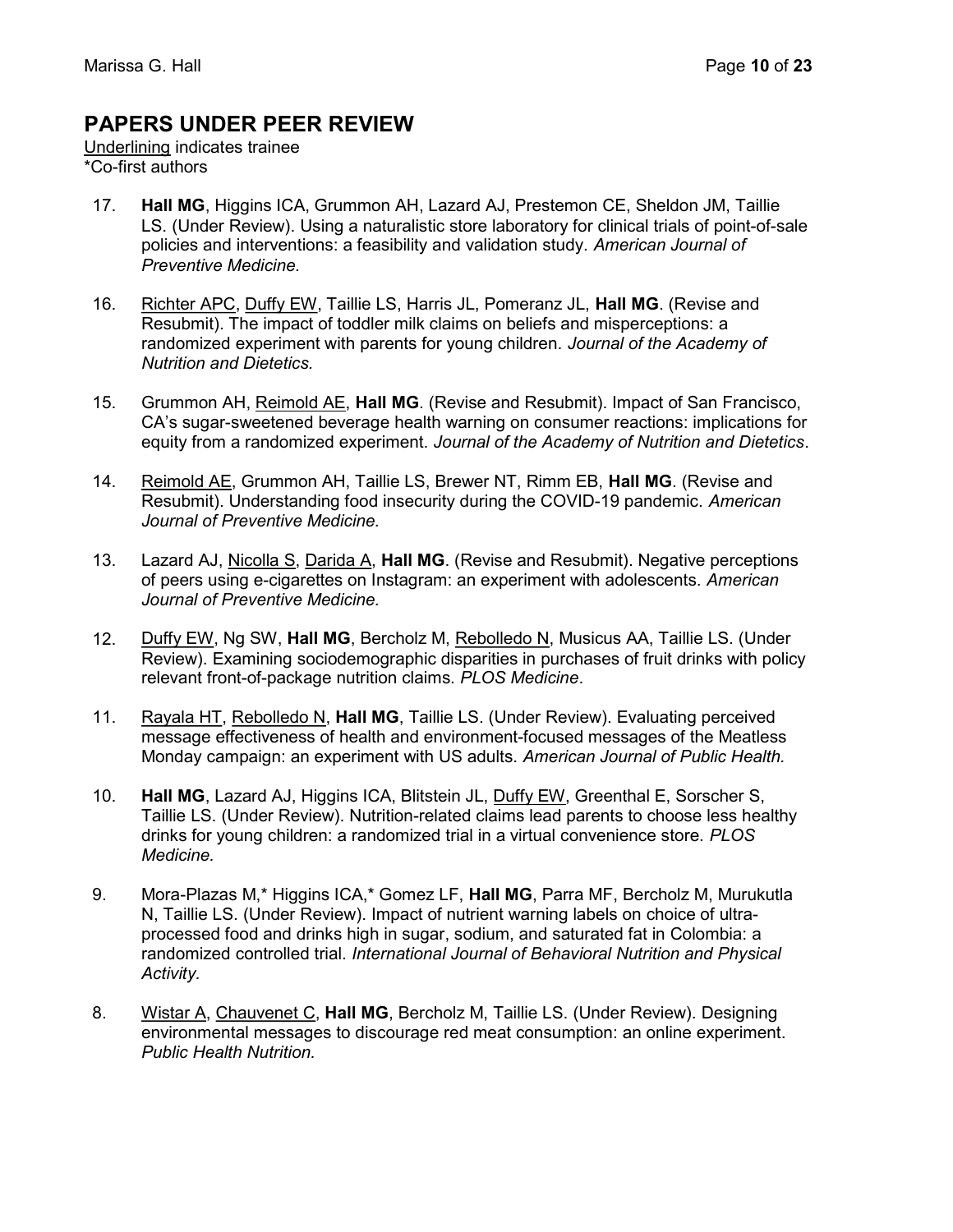## PAPERS UNDER PEER REVIEW

<u>Underlining</u> indicates trainee
*Co-first authors

17. **Hall MG**, Higgins ICA, Grummon AH, Lazard AJ, Prestemon CE, Sheldon JM, Taillie LS. (Under Review). Using a naturalistic store laboratory for clinical trials of point-of-sale policies and interventions: a feasibility and validation study. *American Journal of Preventive Medicine.*

16. <u>Richter APC</u>, <u>Duffy EW</u>, Taillie LS, Harris JL, Pomeranz JL, **Hall MG**. (Revise and Resubmit). The impact of toddler milk claims on beliefs and misperceptions: a randomized experiment with parents for young children. *Journal of the Academy of Nutrition and Dietetics.*

15. Grummon AH, <u>Reimold AE</u>, **Hall MG**. (Revise and Resubmit). Impact of San Francisco, CA's sugar-sweetened beverage health warning on consumer reactions: implications for equity from a randomized experiment. *Journal of the Academy of Nutrition and Dietetics*.

14. <u>Reimold AE</u>, Grummon AH, Taillie LS, Brewer NT, Rimm EB, **Hall MG**. (Revise and Resubmit). Understanding food insecurity during the COVID-19 pandemic. *American Journal of Preventive Medicine.*

13. Lazard AJ, <u>Nicolla S</u>, <u>Darida A</u>, **Hall MG**. (Revise and Resubmit). Negative perceptions of peers using e-cigarettes on Instagram: an experiment with adolescents. *American Journal of Preventive Medicine.*

12. <u>Duffy EW</u>, Ng SW, **Hall MG**, Bercholz M, <u>Rebolledo N</u>, Musicus AA, Taillie LS. (Under Review). Examining sociodemographic disparities in purchases of fruit drinks with policy relevant front-of-package nutrition claims. *PLOS Medicine*.

11. <u>Rayala HT</u>, <u>Rebolledo N</u>, **Hall MG**, Taillie LS. (Under Review). Evaluating perceived message effectiveness of health and environment-focused messages of the Meatless Monday campaign: an experiment with US adults. *American Journal of Public Health.*

10. **Hall MG**, Lazard AJ, Higgins ICA, Blitstein JL, <u>Duffy EW</u>, Greenthal E, Sorscher S, Taillie LS. (Under Review). Nutrition-related claims lead parents to choose less healthy drinks for young children: a randomized trial in a virtual convenience store. *PLOS Medicine.*

9. Mora-Plazas M,* Higgins ICA,* Gomez LF, **Hall MG**, Parra MF, Bercholz M, Murukutla N, Taillie LS. (Under Review). Impact of nutrient warning labels on choice of ultra-processed food and drinks high in sugar, sodium, and saturated fat in Colombia: a randomized controlled trial. *International Journal of Behavioral Nutrition and Physical Activity.*

8. <u>Wistar A</u>, <u>Chauvenet C</u>, **Hall MG**, Bercholz M, Taillie LS. (Under Review). Designing environmental messages to discourage red meat consumption: an online experiment. *Public Health Nutrition.*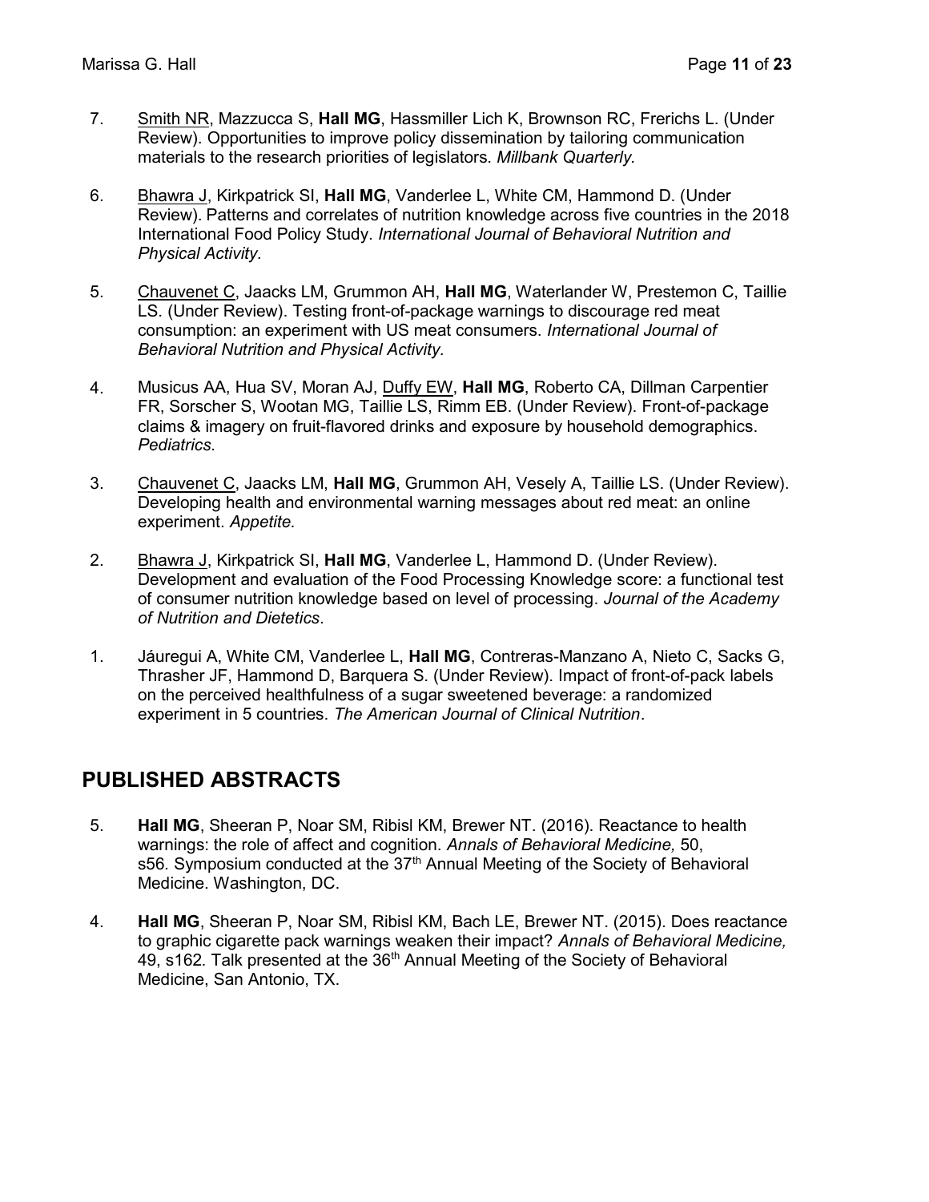7. Smith NR, Mazzucca S, **Hall MG**, Hassmiller Lich K, Brownson RC, Frerichs L. (Under Review). Opportunities to improve policy dissemination by tailoring communication materials to the research priorities of legislators. *Millbank Quarterly.*

6. Bhawra J, Kirkpatrick SI, **Hall MG**, Vanderlee L, White CM, Hammond D. (Under Review). Patterns and correlates of nutrition knowledge across five countries in the 2018 International Food Policy Study. *International Journal of Behavioral Nutrition and Physical Activity.*

5. Chauvenet C, Jaacks LM, Grummon AH, **Hall MG**, Waterlander W, Prestemon C, Taillie LS. (Under Review). Testing front-of-package warnings to discourage red meat consumption: an experiment with US meat consumers. *International Journal of Behavioral Nutrition and Physical Activity.*

4. Musicus AA, Hua SV, Moran AJ, Duffy EW, **Hall MG**, Roberto CA, Dillman Carpentier FR, Sorscher S, Wootan MG, Taillie LS, Rimm EB. (Under Review). Front-of-package claims & imagery on fruit-flavored drinks and exposure by household demographics. *Pediatrics.*

3. Chauvenet C, Jaacks LM, **Hall MG**, Grummon AH, Vesely A, Taillie LS. (Under Review). Developing health and environmental warning messages about red meat: an online experiment. *Appetite.*

2. Bhawra J, Kirkpatrick SI, **Hall MG**, Vanderlee L, Hammond D. (Under Review). Development and evaluation of the Food Processing Knowledge score: a functional test of consumer nutrition knowledge based on level of processing. *Journal of the Academy of Nutrition and Dietetics*.

1. Jáuregui A, White CM, Vanderlee L, **Hall MG**, Contreras-Manzano A, Nieto C, Sacks G, Thrasher JF, Hammond D, Barquera S. (Under Review). Impact of front-of-pack labels on the perceived healthfulness of a sugar sweetened beverage: a randomized experiment in 5 countries. *The American Journal of Clinical Nutrition*.

## PUBLISHED ABSTRACTS

5. **Hall MG**, Sheeran P, Noar SM, Ribisl KM, Brewer NT. (2016). Reactance to health warnings: the role of affect and cognition. *Annals of Behavioral Medicine,* 50, s56. Symposium conducted at the 37th Annual Meeting of the Society of Behavioral Medicine. Washington, DC.

4. **Hall MG**, Sheeran P, Noar SM, Ribisl KM, Bach LE, Brewer NT. (2015). Does reactance to graphic cigarette pack warnings weaken their impact? *Annals of Behavioral Medicine,* 49, s162. Talk presented at the 36th Annual Meeting of the Society of Behavioral Medicine, San Antonio, TX.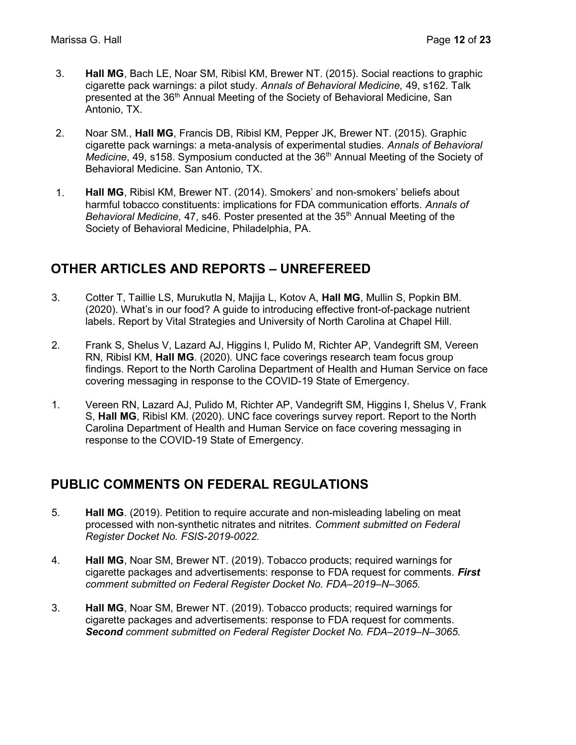3. **Hall MG**, Bach LE, Noar SM, Ribisl KM, Brewer NT. (2015). Social reactions to graphic cigarette pack warnings: a pilot study. *Annals of Behavioral Medicine,* 49, s162. Talk presented at the 36th Annual Meeting of the Society of Behavioral Medicine, San Antonio, TX.

2. Noar SM., **Hall MG**, Francis DB, Ribisl KM, Pepper JK, Brewer NT. (2015). Graphic cigarette pack warnings: a meta-analysis of experimental studies. *Annals of Behavioral Medicine*, 49, s158. Symposium conducted at the 36th Annual Meeting of the Society of Behavioral Medicine. San Antonio, TX.

1. **Hall MG**, Ribisl KM, Brewer NT. (2014). Smokers' and non-smokers' beliefs about harmful tobacco constituents: implications for FDA communication efforts. *Annals of Behavioral Medicine,* 47, s46. Poster presented at the 35th Annual Meeting of the Society of Behavioral Medicine, Philadelphia, PA.

## OTHER ARTICLES AND REPORTS – UNREFEREED

3. Cotter T, Taillie LS, Murukutla N, Majija L, Kotov A, **Hall MG**, Mullin S, Popkin BM. (2020). What's in our food? A guide to introducing effective front-of-package nutrient labels. Report by Vital Strategies and University of North Carolina at Chapel Hill.

2. Frank S, Shelus V, Lazard AJ, Higgins I, Pulido M, Richter AP, Vandegrift SM, Vereen RN, Ribisl KM, **Hall MG**. (2020). UNC face coverings research team focus group findings. Report to the North Carolina Department of Health and Human Service on face covering messaging in response to the COVID-19 State of Emergency.

1. Vereen RN, Lazard AJ, Pulido M, Richter AP, Vandegrift SM, Higgins I, Shelus V, Frank S, **Hall MG**, Ribisl KM. (2020). UNC face coverings survey report. Report to the North Carolina Department of Health and Human Service on face covering messaging in response to the COVID-19 State of Emergency.

## PUBLIC COMMENTS ON FEDERAL REGULATIONS

5. **Hall MG**. (2019). Petition to require accurate and non-misleading labeling on meat processed with non-synthetic nitrates and nitrites. *Comment submitted on Federal Register Docket No. FSIS-2019-0022.*

4. **Hall MG**, Noar SM, Brewer NT. (2019). Tobacco products; required warnings for cigarette packages and advertisements: response to FDA request for comments. ***First*** *comment submitted on Federal Register Docket No. FDA–2019–N–3065.*

3. **Hall MG**, Noar SM, Brewer NT. (2019). Tobacco products; required warnings for cigarette packages and advertisements: response to FDA request for comments. ***Second*** *comment submitted on Federal Register Docket No. FDA–2019–N–3065.*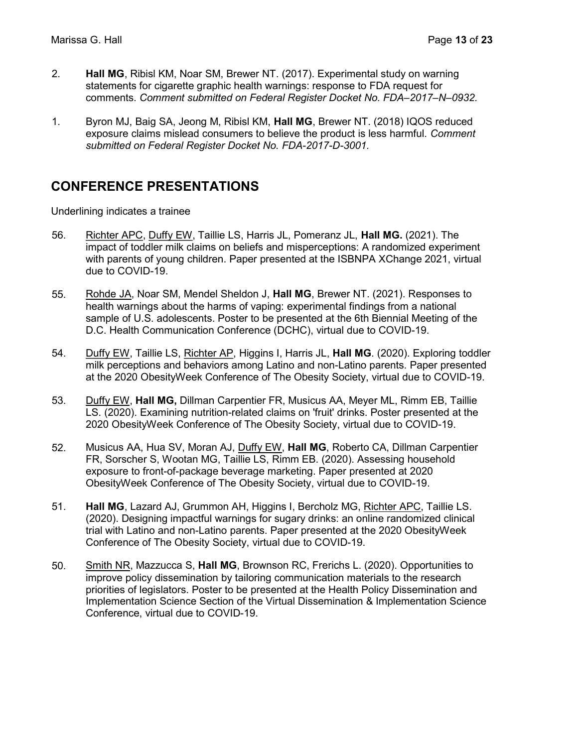2. **Hall MG**, Ribisl KM, Noar SM, Brewer NT. (2017). Experimental study on warning statements for cigarette graphic health warnings: response to FDA request for comments. *Comment submitted on Federal Register Docket No. FDA–2017–N–0932.*

1. Byron MJ, Baig SA, Jeong M, Ribisl KM, **Hall MG**, Brewer NT. (2018) IQOS reduced exposure claims mislead consumers to believe the product is less harmful. *Comment submitted on Federal Register Docket No. FDA-2017-D-3001.*

## CONFERENCE PRESENTATIONS

Underlining indicates a trainee

56. <u>Richter APC</u>, <u>Duffy EW</u>, Taillie LS, Harris JL, Pomeranz JL, **Hall MG.** (2021). The impact of toddler milk claims on beliefs and misperceptions: A randomized experiment with parents of young children. Paper presented at the ISBNPA XChange 2021, virtual due to COVID-19.

55. <u>Rohde JA</u>, Noar SM, Mendel Sheldon J, **Hall MG**, Brewer NT. (2021). Responses to health warnings about the harms of vaping: experimental findings from a national sample of U.S. adolescents. Poster to be presented at the 6th Biennial Meeting of the D.C. Health Communication Conference (DCHC), virtual due to COVID-19.

54. <u>Duffy EW</u>, Taillie LS, <u>Richter AP</u>, Higgins I, Harris JL, **Hall MG**. (2020). Exploring toddler milk perceptions and behaviors among Latino and non-Latino parents. Paper presented at the 2020 ObesityWeek Conference of The Obesity Society, virtual due to COVID-19.

53. <u>Duffy EW</u>, **Hall MG,** Dillman Carpentier FR, Musicus AA, Meyer ML, Rimm EB, Taillie LS. (2020). Examining nutrition-related claims on 'fruit' drinks. Poster presented at the 2020 ObesityWeek Conference of The Obesity Society, virtual due to COVID-19.

52. Musicus AA, Hua SV, Moran AJ, <u>Duffy EW</u>, **Hall MG**, Roberto CA, Dillman Carpentier FR, Sorscher S, Wootan MG, Taillie LS, Rimm EB. (2020). Assessing household exposure to front-of-package beverage marketing. Paper presented at 2020 ObesityWeek Conference of The Obesity Society, virtual due to COVID-19.

51. **Hall MG**, Lazard AJ, Grummon AH, Higgins I, Bercholz MG, <u>Richter APC</u>, Taillie LS. (2020). Designing impactful warnings for sugary drinks: an online randomized clinical trial with Latino and non-Latino parents. Paper presented at the 2020 ObesityWeek Conference of The Obesity Society, virtual due to COVID-19.

50. <u>Smith NR</u>, Mazzucca S, **Hall MG**, Brownson RC, Frerichs L. (2020). Opportunities to improve policy dissemination by tailoring communication materials to the research priorities of legislators. Poster to be presented at the Health Policy Dissemination and Implementation Science Section of the Virtual Dissemination & Implementation Science Conference, virtual due to COVID-19.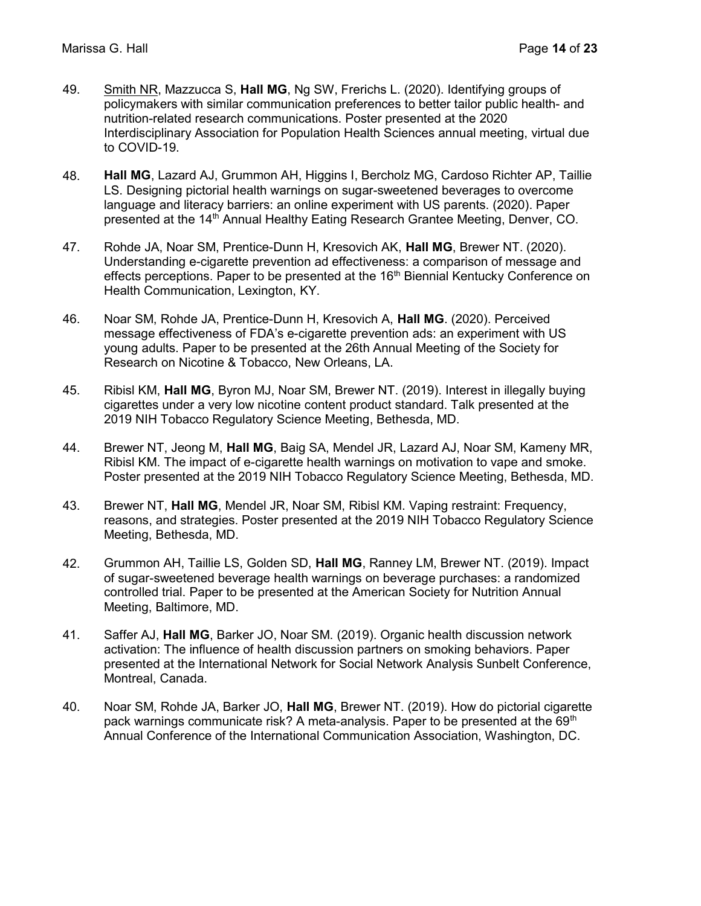49. <u>Smith NR</u>, Mazzucca S, **Hall MG**, Ng SW, Frerichs L. (2020). Identifying groups of policymakers with similar communication preferences to better tailor public health- and nutrition-related research communications. Poster presented at the 2020 Interdisciplinary Association for Population Health Sciences annual meeting, virtual due to COVID-19.

48. **Hall MG**, Lazard AJ, Grummon AH, Higgins I, Bercholz MG, Cardoso Richter AP, Taillie LS. Designing pictorial health warnings on sugar-sweetened beverages to overcome language and literacy barriers: an online experiment with US parents. (2020). Paper presented at the 14th Annual Healthy Eating Research Grantee Meeting, Denver, CO.

47. Rohde JA, Noar SM, Prentice-Dunn H, Kresovich AK, **Hall MG**, Brewer NT. (2020). Understanding e-cigarette prevention ad effectiveness: a comparison of message and effects perceptions. Paper to be presented at the 16th Biennial Kentucky Conference on Health Communication, Lexington, KY.

46. Noar SM, Rohde JA, Prentice-Dunn H, Kresovich A, **Hall MG**. (2020). Perceived message effectiveness of FDA's e-cigarette prevention ads: an experiment with US young adults. Paper to be presented at the 26th Annual Meeting of the Society for Research on Nicotine & Tobacco, New Orleans, LA.

45. Ribisl KM, **Hall MG**, Byron MJ, Noar SM, Brewer NT. (2019). Interest in illegally buying cigarettes under a very low nicotine content product standard. Talk presented at the 2019 NIH Tobacco Regulatory Science Meeting, Bethesda, MD.

44. Brewer NT, Jeong M, **Hall MG**, Baig SA, Mendel JR, Lazard AJ, Noar SM, Kameny MR, Ribisl KM. The impact of e-cigarette health warnings on motivation to vape and smoke. Poster presented at the 2019 NIH Tobacco Regulatory Science Meeting, Bethesda, MD.

43. Brewer NT, **Hall MG**, Mendel JR, Noar SM, Ribisl KM. Vaping restraint: Frequency, reasons, and strategies. Poster presented at the 2019 NIH Tobacco Regulatory Science Meeting, Bethesda, MD.

42. Grummon AH, Taillie LS, Golden SD, **Hall MG**, Ranney LM, Brewer NT. (2019). Impact of sugar-sweetened beverage health warnings on beverage purchases: a randomized controlled trial. Paper to be presented at the American Society for Nutrition Annual Meeting, Baltimore, MD.

41. Saffer AJ, **Hall MG**, Barker JO, Noar SM. (2019). Organic health discussion network activation: The influence of health discussion partners on smoking behaviors. Paper presented at the International Network for Social Network Analysis Sunbelt Conference, Montreal, Canada.

40. Noar SM, Rohde JA, Barker JO, **Hall MG**, Brewer NT. (2019). How do pictorial cigarette pack warnings communicate risk? A meta-analysis. Paper to be presented at the 69th Annual Conference of the International Communication Association, Washington, DC.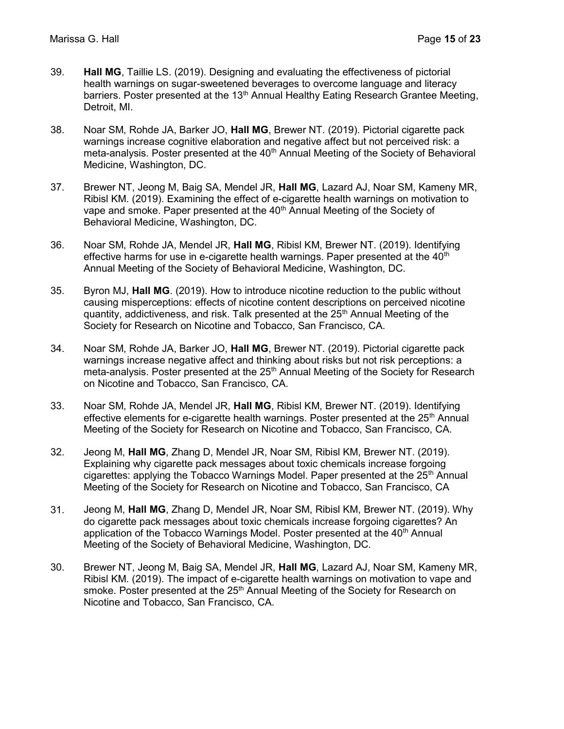39. **Hall MG**, Taillie LS. (2019). Designing and evaluating the effectiveness of pictorial health warnings on sugar-sweetened beverages to overcome language and literacy barriers. Poster presented at the 13th Annual Healthy Eating Research Grantee Meeting, Detroit, MI.

38. Noar SM, Rohde JA, Barker JO, **Hall MG**, Brewer NT. (2019). Pictorial cigarette pack warnings increase cognitive elaboration and negative affect but not perceived risk: a meta-analysis. Poster presented at the 40th Annual Meeting of the Society of Behavioral Medicine, Washington, DC.

37. Brewer NT, Jeong M, Baig SA, Mendel JR, **Hall MG**, Lazard AJ, Noar SM, Kameny MR, Ribisl KM. (2019). Examining the effect of e-cigarette health warnings on motivation to vape and smoke. Paper presented at the 40th Annual Meeting of the Society of Behavioral Medicine, Washington, DC.

36. Noar SM, Rohde JA, Mendel JR, **Hall MG**, Ribisl KM, Brewer NT. (2019). Identifying effective harms for use in e-cigarette health warnings. Paper presented at the 40th Annual Meeting of the Society of Behavioral Medicine, Washington, DC.

35. Byron MJ, **Hall MG**. (2019). How to introduce nicotine reduction to the public without causing misperceptions: effects of nicotine content descriptions on perceived nicotine quantity, addictiveness, and risk. Talk presented at the 25th Annual Meeting of the Society for Research on Nicotine and Tobacco, San Francisco, CA.

34. Noar SM, Rohde JA, Barker JO, **Hall MG**, Brewer NT. (2019). Pictorial cigarette pack warnings increase negative affect and thinking about risks but not risk perceptions: a meta-analysis. Poster presented at the 25th Annual Meeting of the Society for Research on Nicotine and Tobacco, San Francisco, CA.

33. Noar SM, Rohde JA, Mendel JR, **Hall MG**, Ribisl KM, Brewer NT. (2019). Identifying effective elements for e-cigarette health warnings. Poster presented at the 25th Annual Meeting of the Society for Research on Nicotine and Tobacco, San Francisco, CA.

32. Jeong M, **Hall MG**, Zhang D, Mendel JR, Noar SM, Ribisl KM, Brewer NT. (2019). Explaining why cigarette pack messages about toxic chemicals increase forgoing cigarettes: applying the Tobacco Warnings Model. Paper presented at the 25th Annual Meeting of the Society for Research on Nicotine and Tobacco, San Francisco, CA

31. Jeong M, **Hall MG**, Zhang D, Mendel JR, Noar SM, Ribisl KM, Brewer NT. (2019). Why do cigarette pack messages about toxic chemicals increase forgoing cigarettes? An application of the Tobacco Warnings Model. Poster presented at the 40th Annual Meeting of the Society of Behavioral Medicine, Washington, DC.

30. Brewer NT, Jeong M, Baig SA, Mendel JR, **Hall MG**, Lazard AJ, Noar SM, Kameny MR, Ribisl KM. (2019). The impact of e-cigarette health warnings on motivation to vape and smoke. Poster presented at the 25th Annual Meeting of the Society for Research on Nicotine and Tobacco, San Francisco, CA.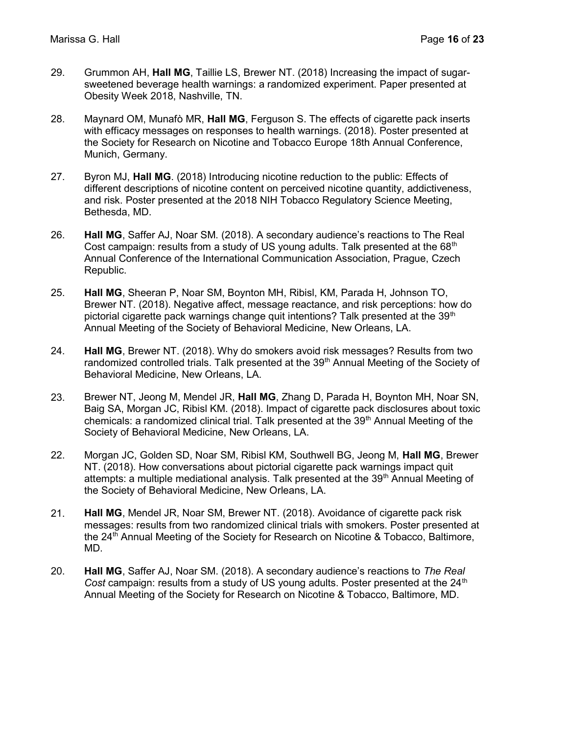29. Grummon AH, **Hall MG**, Taillie LS, Brewer NT. (2018) Increasing the impact of sugar-sweetened beverage health warnings: a randomized experiment. Paper presented at Obesity Week 2018, Nashville, TN.

28. Maynard OM, Munafò MR, **Hall MG**, Ferguson S. The effects of cigarette pack inserts with efficacy messages on responses to health warnings. (2018). Poster presented at the Society for Research on Nicotine and Tobacco Europe 18th Annual Conference, Munich, Germany.

27. Byron MJ, **Hall MG**. (2018) Introducing nicotine reduction to the public: Effects of different descriptions of nicotine content on perceived nicotine quantity, addictiveness, and risk. Poster presented at the 2018 NIH Tobacco Regulatory Science Meeting, Bethesda, MD.

26. **Hall MG**, Saffer AJ, Noar SM. (2018). A secondary audience's reactions to The Real Cost campaign: results from a study of US young adults. Talk presented at the 68th Annual Conference of the International Communication Association, Prague, Czech Republic.

25. **Hall MG**, Sheeran P, Noar SM, Boynton MH, Ribisl, KM, Parada H, Johnson TO, Brewer NT. (2018). Negative affect, message reactance, and risk perceptions: how do pictorial cigarette pack warnings change quit intentions? Talk presented at the 39th Annual Meeting of the Society of Behavioral Medicine, New Orleans, LA.

24. **Hall MG**, Brewer NT. (2018). Why do smokers avoid risk messages? Results from two randomized controlled trials. Talk presented at the 39th Annual Meeting of the Society of Behavioral Medicine, New Orleans, LA.

23. Brewer NT, Jeong M, Mendel JR, **Hall MG**, Zhang D, Parada H, Boynton MH, Noar SN, Baig SA, Morgan JC, Ribisl KM. (2018). Impact of cigarette pack disclosures about toxic chemicals: a randomized clinical trial. Talk presented at the 39th Annual Meeting of the Society of Behavioral Medicine, New Orleans, LA.

22. Morgan JC, Golden SD, Noar SM, Ribisl KM, Southwell BG, Jeong M, **Hall MG**, Brewer NT. (2018). How conversations about pictorial cigarette pack warnings impact quit attempts: a multiple mediational analysis. Talk presented at the 39th Annual Meeting of the Society of Behavioral Medicine, New Orleans, LA.

21. **Hall MG**, Mendel JR, Noar SM, Brewer NT. (2018). Avoidance of cigarette pack risk messages: results from two randomized clinical trials with smokers. Poster presented at the 24th Annual Meeting of the Society for Research on Nicotine & Tobacco, Baltimore, MD.

20. **Hall MG**, Saffer AJ, Noar SM. (2018). A secondary audience's reactions to *The Real Cost* campaign: results from a study of US young adults. Poster presented at the 24th Annual Meeting of the Society for Research on Nicotine & Tobacco, Baltimore, MD.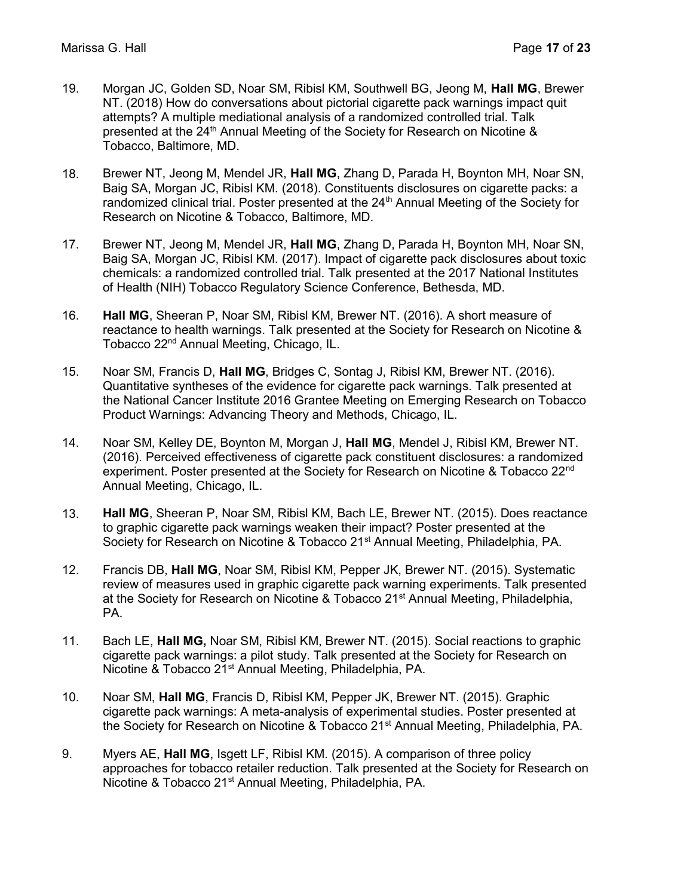19. Morgan JC, Golden SD, Noar SM, Ribisl KM, Southwell BG, Jeong M, **Hall MG**, Brewer NT. (2018) How do conversations about pictorial cigarette pack warnings impact quit attempts? A multiple mediational analysis of a randomized controlled trial. Talk presented at the 24th Annual Meeting of the Society for Research on Nicotine & Tobacco, Baltimore, MD.

18. Brewer NT, Jeong M, Mendel JR, **Hall MG**, Zhang D, Parada H, Boynton MH, Noar SN, Baig SA, Morgan JC, Ribisl KM. (2018). Constituents disclosures on cigarette packs: a randomized clinical trial. Poster presented at the 24th Annual Meeting of the Society for Research on Nicotine & Tobacco, Baltimore, MD.

17. Brewer NT, Jeong M, Mendel JR, **Hall MG**, Zhang D, Parada H, Boynton MH, Noar SN, Baig SA, Morgan JC, Ribisl KM. (2017). Impact of cigarette pack disclosures about toxic chemicals: a randomized controlled trial. Talk presented at the 2017 National Institutes of Health (NIH) Tobacco Regulatory Science Conference, Bethesda, MD.

16. **Hall MG**, Sheeran P, Noar SM, Ribisl KM, Brewer NT. (2016). A short measure of reactance to health warnings. Talk presented at the Society for Research on Nicotine & Tobacco 22nd Annual Meeting, Chicago, IL.

15. Noar SM, Francis D, **Hall MG**, Bridges C, Sontag J, Ribisl KM, Brewer NT. (2016). Quantitative syntheses of the evidence for cigarette pack warnings. Talk presented at the National Cancer Institute 2016 Grantee Meeting on Emerging Research on Tobacco Product Warnings: Advancing Theory and Methods, Chicago, IL.

14. Noar SM, Kelley DE, Boynton M, Morgan J, **Hall MG**, Mendel J, Ribisl KM, Brewer NT. (2016). Perceived effectiveness of cigarette pack constituent disclosures: a randomized experiment. Poster presented at the Society for Research on Nicotine & Tobacco 22nd Annual Meeting, Chicago, IL.

13. **Hall MG**, Sheeran P, Noar SM, Ribisl KM, Bach LE, Brewer NT. (2015). Does reactance to graphic cigarette pack warnings weaken their impact? Poster presented at the Society for Research on Nicotine & Tobacco 21st Annual Meeting, Philadelphia, PA.

12. Francis DB, **Hall MG**, Noar SM, Ribisl KM, Pepper JK, Brewer NT. (2015). Systematic review of measures used in graphic cigarette pack warning experiments. Talk presented at the Society for Research on Nicotine & Tobacco 21st Annual Meeting, Philadelphia, PA.

11. Bach LE, **Hall MG,** Noar SM, Ribisl KM, Brewer NT. (2015). Social reactions to graphic cigarette pack warnings: a pilot study. Talk presented at the Society for Research on Nicotine & Tobacco 21st Annual Meeting, Philadelphia, PA.

10. Noar SM, **Hall MG**, Francis D, Ribisl KM, Pepper JK, Brewer NT. (2015). Graphic cigarette pack warnings: A meta-analysis of experimental studies. Poster presented at the Society for Research on Nicotine & Tobacco 21st Annual Meeting, Philadelphia, PA.

9. Myers AE, **Hall MG**, Isgett LF, Ribisl KM. (2015). A comparison of three policy approaches for tobacco retailer reduction. Talk presented at the Society for Research on Nicotine & Tobacco 21st Annual Meeting, Philadelphia, PA.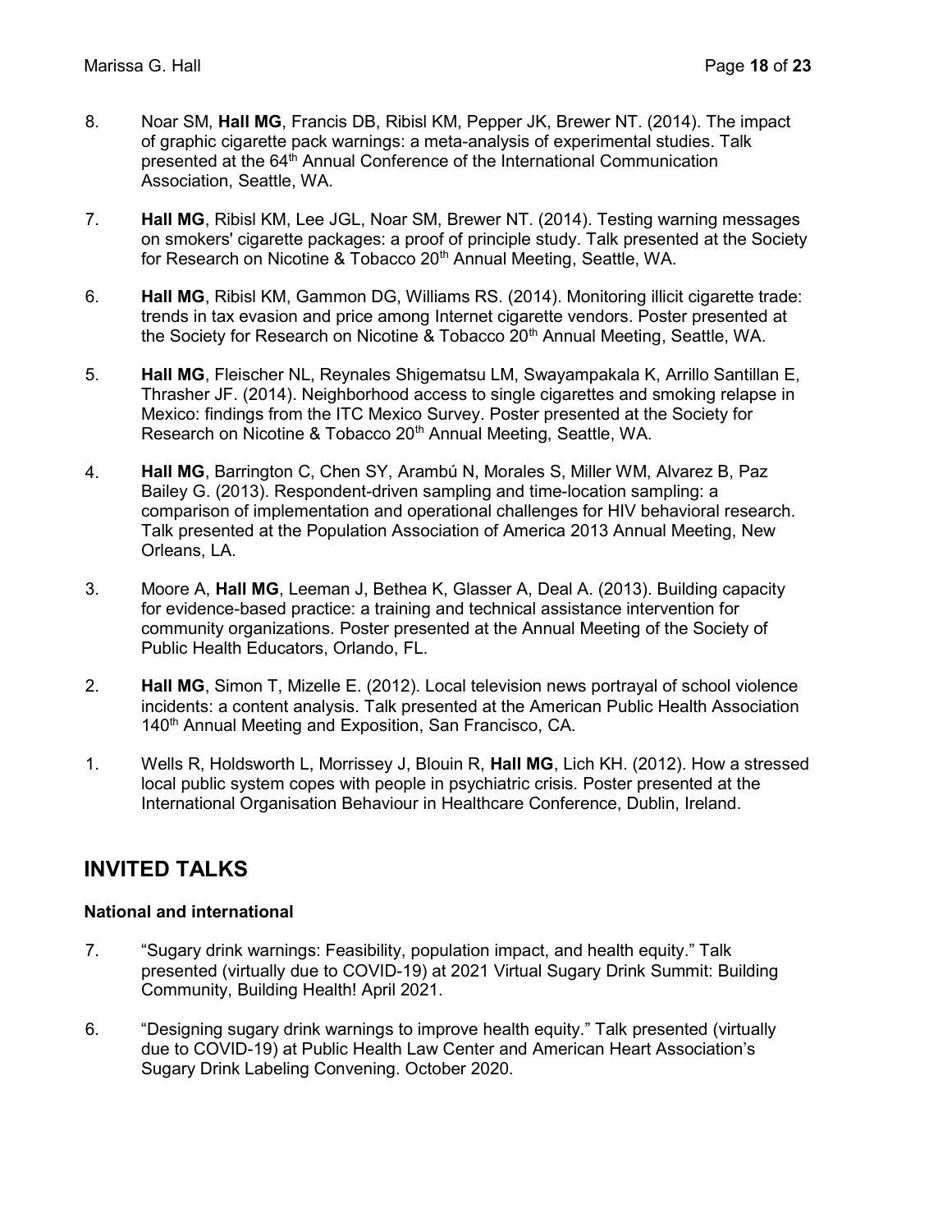8. Noar SM, **Hall MG**, Francis DB, Ribisl KM, Pepper JK, Brewer NT. (2014). The impact of graphic cigarette pack warnings: a meta-analysis of experimental studies. Talk presented at the 64th Annual Conference of the International Communication Association, Seattle, WA.

7. **Hall MG**, Ribisl KM, Lee JGL, Noar SM, Brewer NT. (2014). Testing warning messages on smokers' cigarette packages: a proof of principle study. Talk presented at the Society for Research on Nicotine & Tobacco 20th Annual Meeting, Seattle, WA.

6. **Hall MG**, Ribisl KM, Gammon DG, Williams RS. (2014). Monitoring illicit cigarette trade: trends in tax evasion and price among Internet cigarette vendors. Poster presented at the Society for Research on Nicotine & Tobacco 20th Annual Meeting, Seattle, WA.

5. **Hall MG**, Fleischer NL, Reynales Shigematsu LM, Swayampakala K, Arrillo Santillan E, Thrasher JF. (2014). Neighborhood access to single cigarettes and smoking relapse in Mexico: findings from the ITC Mexico Survey. Poster presented at the Society for Research on Nicotine & Tobacco 20th Annual Meeting, Seattle, WA.

4. **Hall MG**, Barrington C, Chen SY, Arambú N, Morales S, Miller WM, Alvarez B, Paz Bailey G. (2013). Respondent-driven sampling and time-location sampling: a comparison of implementation and operational challenges for HIV behavioral research. Talk presented at the Population Association of America 2013 Annual Meeting, New Orleans, LA.

3. Moore A, **Hall MG**, Leeman J, Bethea K, Glasser A, Deal A. (2013). Building capacity for evidence-based practice: a training and technical assistance intervention for community organizations. Poster presented at the Annual Meeting of the Society of Public Health Educators, Orlando, FL.

2. **Hall MG**, Simon T, Mizelle E. (2012). Local television news portrayal of school violence incidents: a content analysis. Talk presented at the American Public Health Association 140th Annual Meeting and Exposition, San Francisco, CA.

1. Wells R, Holdsworth L, Morrissey J, Blouin R, **Hall MG**, Lich KH. (2012). How a stressed local public system copes with people in psychiatric crisis. Poster presented at the International Organisation Behaviour in Healthcare Conference, Dublin, Ireland.

## INVITED TALKS

### National and international

7. "Sugary drink warnings: Feasibility, population impact, and health equity." Talk presented (virtually due to COVID-19) at 2021 Virtual Sugary Drink Summit: Building Community, Building Health! April 2021.

6. "Designing sugary drink warnings to improve health equity." Talk presented (virtually due to COVID-19) at Public Health Law Center and American Heart Association's Sugary Drink Labeling Convening. October 2020.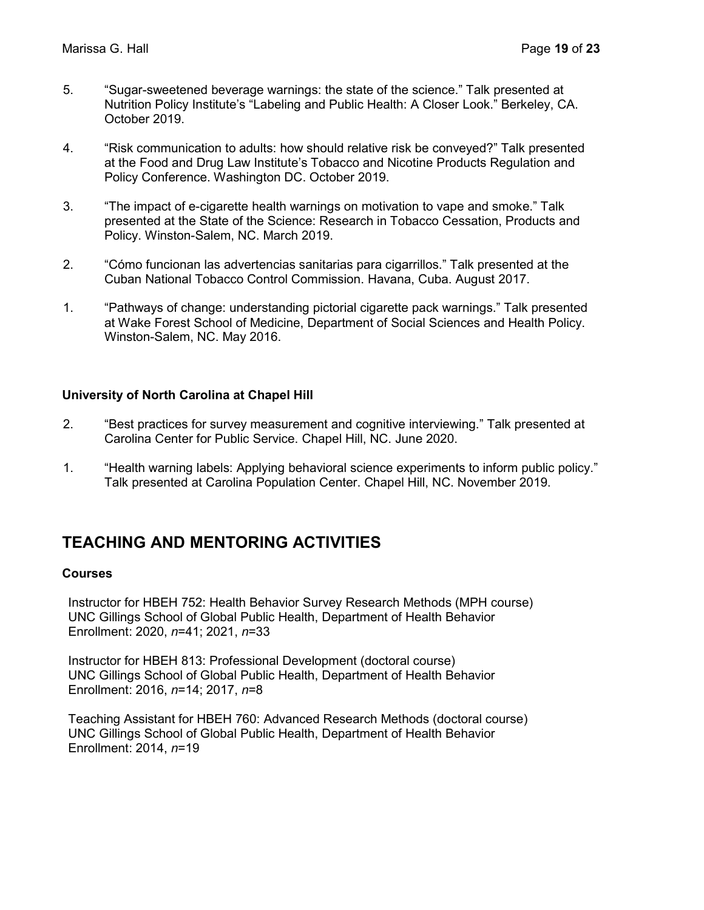5. “Sugar-sweetened beverage warnings: the state of the science.” Talk presented at Nutrition Policy Institute’s “Labeling and Public Health: A Closer Look.” Berkeley, CA. October 2019.

4. “Risk communication to adults: how should relative risk be conveyed?” Talk presented at the Food and Drug Law Institute’s Tobacco and Nicotine Products Regulation and Policy Conference. Washington DC. October 2019.

3. “The impact of e-cigarette health warnings on motivation to vape and smoke.” Talk presented at the State of the Science: Research in Tobacco Cessation, Products and Policy. Winston-Salem, NC. March 2019.

2. “Cómo funcionan las advertencias sanitarias para cigarrillos.” Talk presented at the Cuban National Tobacco Control Commission. Havana, Cuba. August 2017.

1. “Pathways of change: understanding pictorial cigarette pack warnings.” Talk presented at Wake Forest School of Medicine, Department of Social Sciences and Health Policy. Winston-Salem, NC. May 2016.

**University of North Carolina at Chapel Hill**

2. “Best practices for survey measurement and cognitive interviewing.” Talk presented at Carolina Center for Public Service. Chapel Hill, NC. June 2020.

1. “Health warning labels: Applying behavioral science experiments to inform public policy.” Talk presented at Carolina Population Center. Chapel Hill, NC. November 2019.

## TEACHING AND MENTORING ACTIVITIES

**Courses**

Instructor for HBEH 752: Health Behavior Survey Research Methods (MPH course)
UNC Gillings School of Global Public Health, Department of Health Behavior
Enrollment: 2020, *n*=41; 2021, *n*=33

Instructor for HBEH 813: Professional Development (doctoral course)
UNC Gillings School of Global Public Health, Department of Health Behavior
Enrollment: 2016, *n*=14; 2017, *n*=8

Teaching Assistant for HBEH 760: Advanced Research Methods (doctoral course)
UNC Gillings School of Global Public Health, Department of Health Behavior
Enrollment: 2014, *n*=19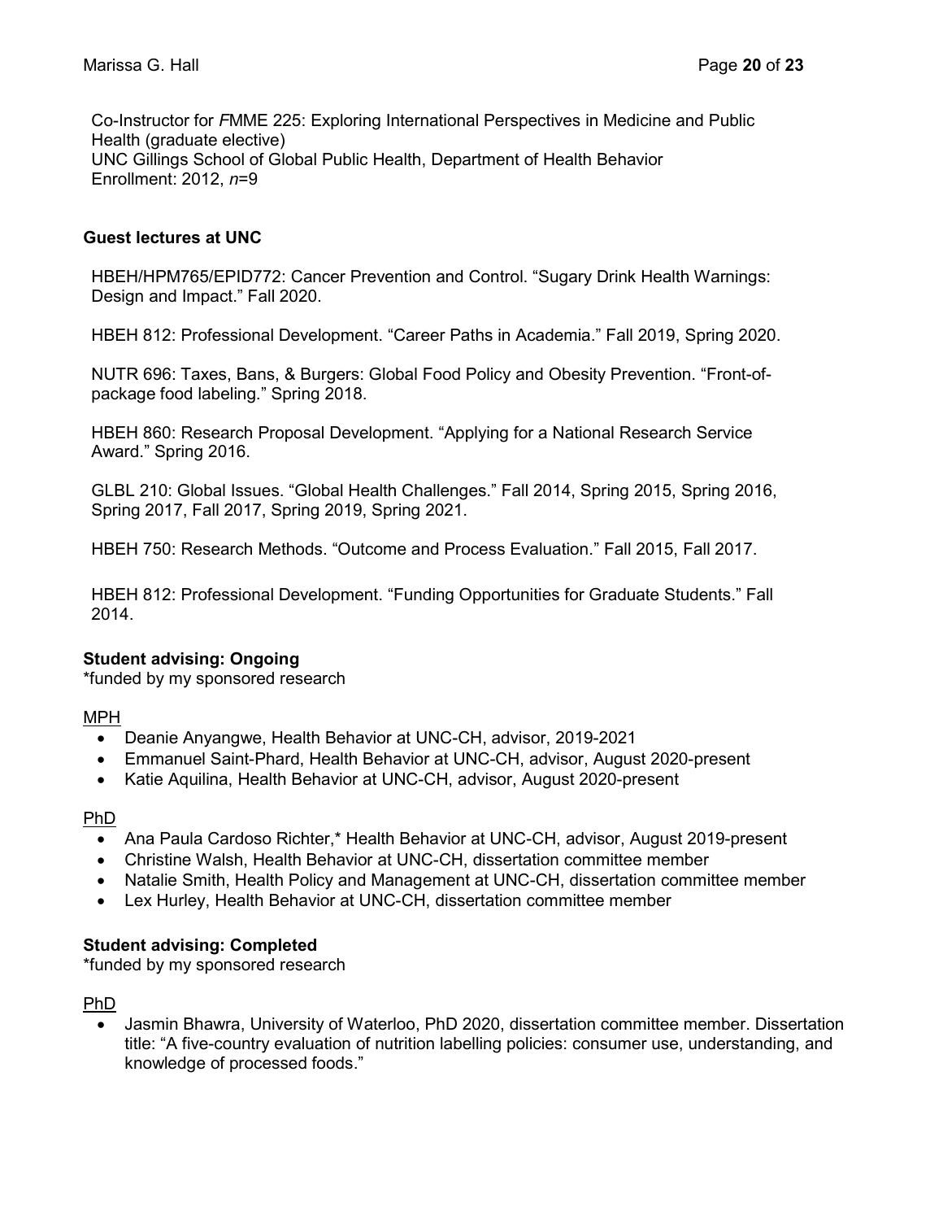Co-Instructor for *F*MME 225: Exploring International Perspectives in Medicine and Public Health (graduate elective)
UNC Gillings School of Global Public Health, Department of Health Behavior
Enrollment: 2012, *n*=9

**Guest lectures at UNC**

HBEH/HPM765/EPID772: Cancer Prevention and Control. "Sugary Drink Health Warnings: Design and Impact." Fall 2020.

HBEH 812: Professional Development. "Career Paths in Academia." Fall 2019, Spring 2020.

NUTR 696: Taxes, Bans, & Burgers: Global Food Policy and Obesity Prevention. "Front-of-package food labeling." Spring 2018.

HBEH 860: Research Proposal Development. "Applying for a National Research Service Award." Spring 2016.

GLBL 210: Global Issues. "Global Health Challenges." Fall 2014, Spring 2015, Spring 2016, Spring 2017, Fall 2017, Spring 2019, Spring 2021.

HBEH 750: Research Methods. "Outcome and Process Evaluation." Fall 2015, Fall 2017.

HBEH 812: Professional Development. "Funding Opportunities for Graduate Students." Fall 2014.

**Student advising: Ongoing**
*funded by my sponsored research

<u>MPH</u>

- Deanie Anyangwe, Health Behavior at UNC-CH, advisor, 2019-2021
- Emmanuel Saint-Phard, Health Behavior at UNC-CH, advisor, August 2020-present
- Katie Aquilina, Health Behavior at UNC-CH, advisor, August 2020-present

<u>PhD</u>

- Ana Paula Cardoso Richter,* Health Behavior at UNC-CH, advisor, August 2019-present
- Christine Walsh, Health Behavior at UNC-CH, dissertation committee member
- Natalie Smith, Health Policy and Management at UNC-CH, dissertation committee member
- Lex Hurley, Health Behavior at UNC-CH, dissertation committee member

**Student advising: Completed**
*funded by my sponsored research

<u>PhD</u>

- Jasmin Bhawra, University of Waterloo, PhD 2020, dissertation committee member. Dissertation title: "A five-country evaluation of nutrition labelling policies: consumer use, understanding, and knowledge of processed foods."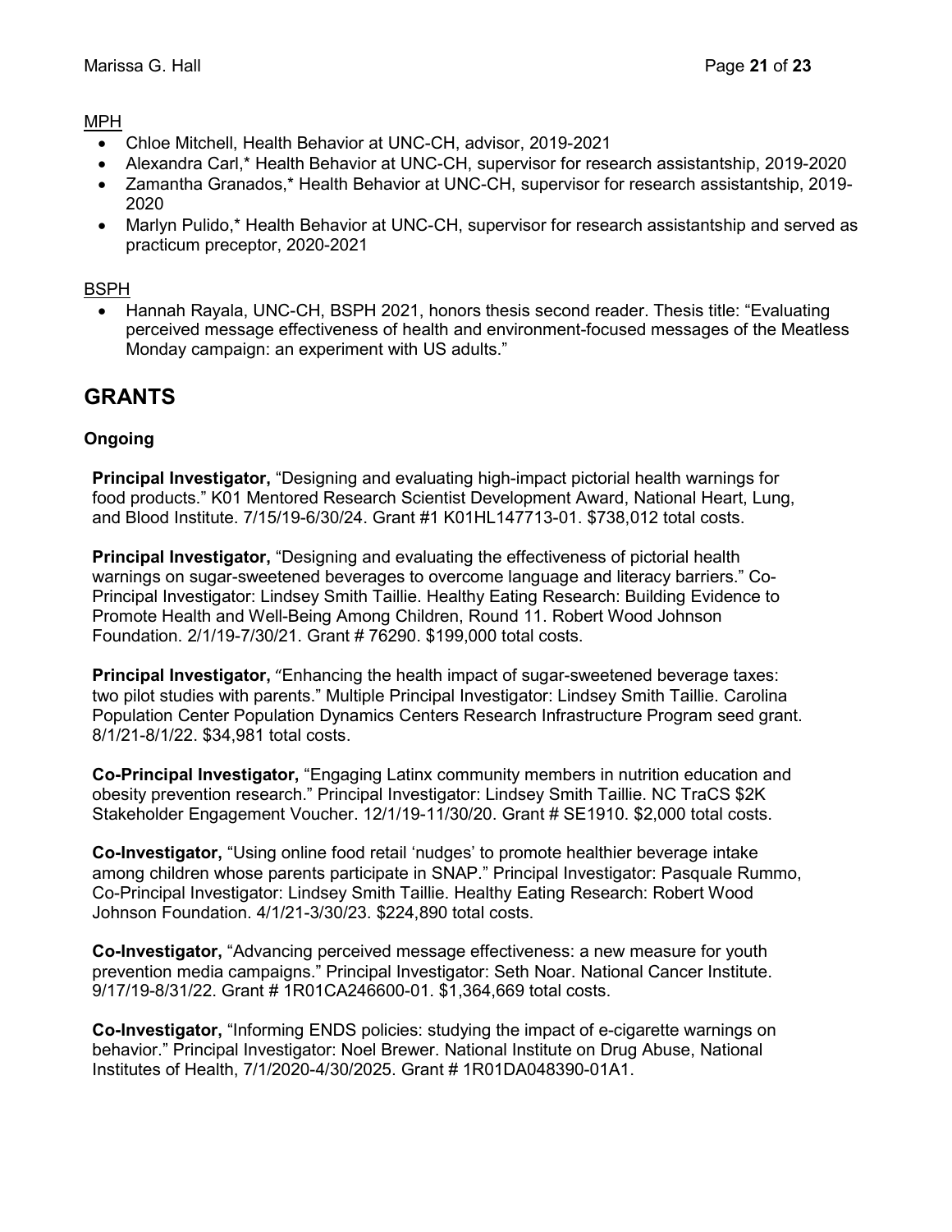MPH

- Chloe Mitchell, Health Behavior at UNC-CH, advisor, 2019-2021
- Alexandra Carl,* Health Behavior at UNC-CH, supervisor for research assistantship, 2019-2020
- Zamantha Granados,* Health Behavior at UNC-CH, supervisor for research assistantship, 2019-2020
- Marlyn Pulido,* Health Behavior at UNC-CH, supervisor for research assistantship and served as practicum preceptor, 2020-2021

BSPH

- Hannah Rayala, UNC-CH, BSPH 2021, honors thesis second reader. Thesis title: "Evaluating perceived message effectiveness of health and environment-focused messages of the Meatless Monday campaign: an experiment with US adults."

## GRANTS

### Ongoing

**Principal Investigator,** "Designing and evaluating high-impact pictorial health warnings for food products." K01 Mentored Research Scientist Development Award, National Heart, Lung, and Blood Institute. 7/15/19-6/30/24. Grant #1 K01HL147713-01. $738,012 total costs.

**Principal Investigator,** "Designing and evaluating the effectiveness of pictorial health warnings on sugar-sweetened beverages to overcome language and literacy barriers." Co-Principal Investigator: Lindsey Smith Taillie. Healthy Eating Research: Building Evidence to Promote Health and Well-Being Among Children, Round 11. Robert Wood Johnson Foundation. 2/1/19-7/30/21. Grant # 76290. $199,000 total costs.

**Principal Investigator,** "Enhancing the health impact of sugar-sweetened beverage taxes: two pilot studies with parents." Multiple Principal Investigator: Lindsey Smith Taillie. Carolina Population Center Population Dynamics Centers Research Infrastructure Program seed grant. 8/1/21-8/1/22. $34,981 total costs.

**Co-Principal Investigator,** "Engaging Latinx community members in nutrition education and obesity prevention research." Principal Investigator: Lindsey Smith Taillie. NC TraCS $2K Stakeholder Engagement Voucher. 12/1/19-11/30/20. Grant # SE1910. $2,000 total costs.

**Co-Investigator,** "Using online food retail 'nudges' to promote healthier beverage intake among children whose parents participate in SNAP." Principal Investigator: Pasquale Rummo, Co-Principal Investigator: Lindsey Smith Taillie. Healthy Eating Research: Robert Wood Johnson Foundation. 4/1/21-3/30/23. $224,890 total costs.

**Co-Investigator,** "Advancing perceived message effectiveness: a new measure for youth prevention media campaigns." Principal Investigator: Seth Noar. National Cancer Institute. 9/17/19-8/31/22. Grant # 1R01CA246600-01. $1,364,669 total costs.

**Co-Investigator,** "Informing ENDS policies: studying the impact of e-cigarette warnings on behavior." Principal Investigator: Noel Brewer. National Institute on Drug Abuse, National Institutes of Health, 7/1/2020-4/30/2025. Grant # 1R01DA048390-01A1.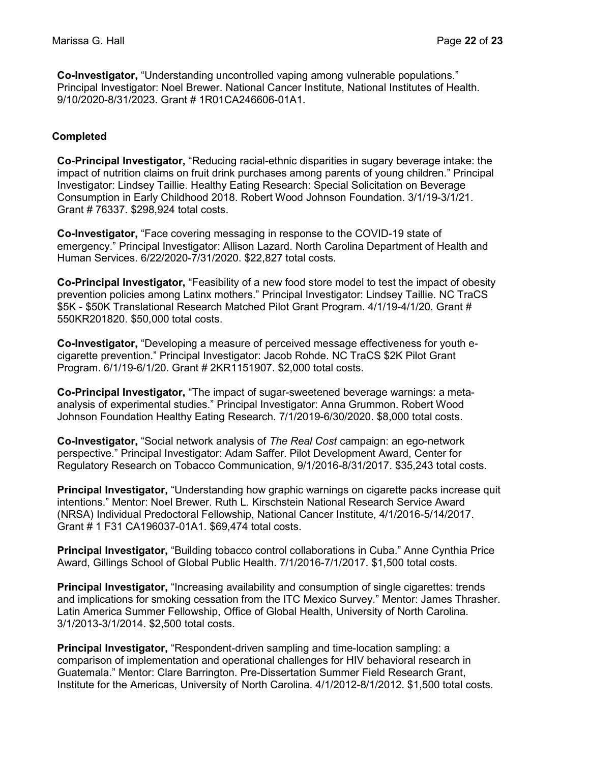**Co-Investigator,** "Understanding uncontrolled vaping among vulnerable populations." Principal Investigator: Noel Brewer. National Cancer Institute, National Institutes of Health. 9/10/2020-8/31/2023. Grant # 1R01CA246606-01A1.

### Completed

**Co-Principal Investigator,** "Reducing racial-ethnic disparities in sugary beverage intake: the impact of nutrition claims on fruit drink purchases among parents of young children." Principal Investigator: Lindsey Taillie. Healthy Eating Research: Special Solicitation on Beverage Consumption in Early Childhood 2018. Robert Wood Johnson Foundation. 3/1/19-3/1/21. Grant # 76337. $298,924 total costs.

**Co-Investigator,** "Face covering messaging in response to the COVID-19 state of emergency." Principal Investigator: Allison Lazard. North Carolina Department of Health and Human Services. 6/22/2020-7/31/2020. $22,827 total costs.

**Co-Principal Investigator,** "Feasibility of a new food store model to test the impact of obesity prevention policies among Latinx mothers." Principal Investigator: Lindsey Taillie. NC TraCS $5K - $50K Translational Research Matched Pilot Grant Program. 4/1/19-4/1/20. Grant # 550KR201820. $50,000 total costs.

**Co-Investigator,** "Developing a measure of perceived message effectiveness for youth e-cigarette prevention." Principal Investigator: Jacob Rohde. NC TraCS $2K Pilot Grant Program. 6/1/19-6/1/20. Grant # 2KR1151907. $2,000 total costs.

**Co-Principal Investigator,** "The impact of sugar-sweetened beverage warnings: a meta-analysis of experimental studies." Principal Investigator: Anna Grummon. Robert Wood Johnson Foundation Healthy Eating Research. 7/1/2019-6/30/2020. $8,000 total costs.

**Co-Investigator,** "Social network analysis of *The Real Cost* campaign: an ego-network perspective." Principal Investigator: Adam Saffer. Pilot Development Award, Center for Regulatory Research on Tobacco Communication, 9/1/2016-8/31/2017. $35,243 total costs.

**Principal Investigator,** "Understanding how graphic warnings on cigarette packs increase quit intentions." Mentor: Noel Brewer. Ruth L. Kirschstein National Research Service Award (NRSA) Individual Predoctoral Fellowship, National Cancer Institute, 4/1/2016-5/14/2017. Grant # 1 F31 CA196037-01A1. $69,474 total costs.

**Principal Investigator,** "Building tobacco control collaborations in Cuba." Anne Cynthia Price Award, Gillings School of Global Public Health. 7/1/2016-7/1/2017. $1,500 total costs.

**Principal Investigator,** "Increasing availability and consumption of single cigarettes: trends and implications for smoking cessation from the ITC Mexico Survey." Mentor: James Thrasher. Latin America Summer Fellowship, Office of Global Health, University of North Carolina. 3/1/2013-3/1/2014. $2,500 total costs.

**Principal Investigator,** "Respondent-driven sampling and time-location sampling: a comparison of implementation and operational challenges for HIV behavioral research in Guatemala." Mentor: Clare Barrington. Pre-Dissertation Summer Field Research Grant, Institute for the Americas, University of North Carolina. 4/1/2012-8/1/2012. $1,500 total costs.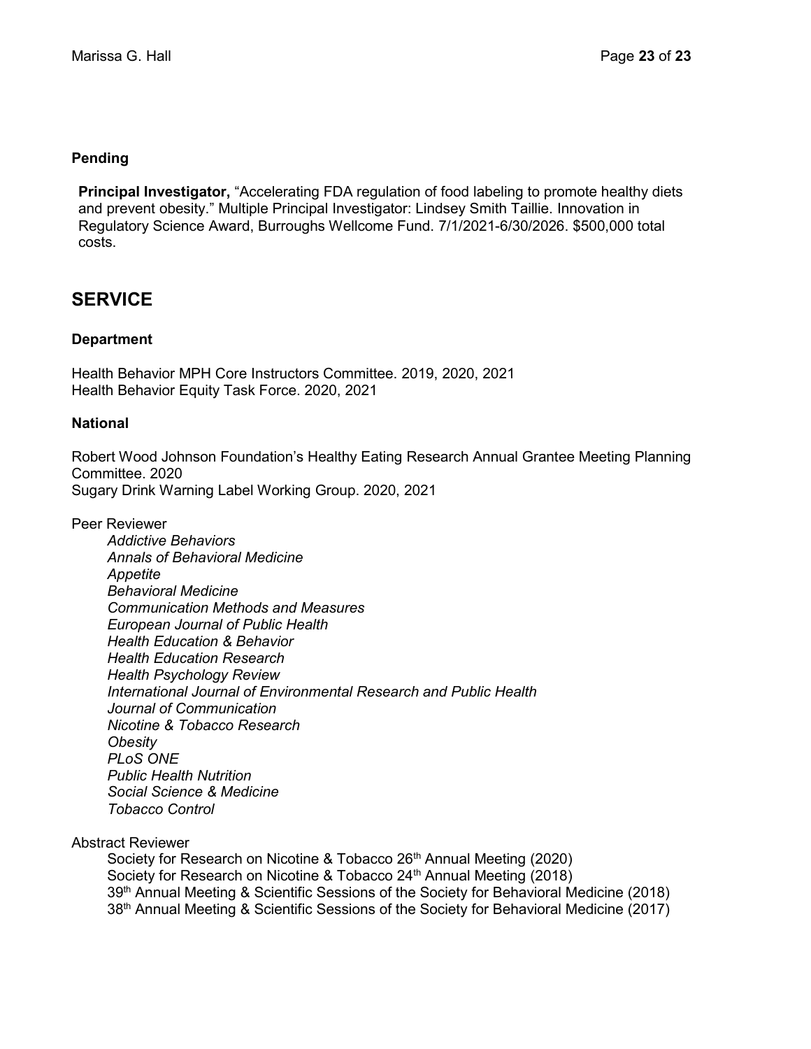### Pending

**Principal Investigator,** "Accelerating FDA regulation of food labeling to promote healthy diets and prevent obesity." Multiple Principal Investigator: Lindsey Smith Taillie. Innovation in Regulatory Science Award, Burroughs Wellcome Fund. 7/1/2021-6/30/2026. $500,000 total costs.

## SERVICE

### Department

Health Behavior MPH Core Instructors Committee. 2019, 2020, 2021
Health Behavior Equity Task Force. 2020, 2021

### National

Robert Wood Johnson Foundation's Healthy Eating Research Annual Grantee Meeting Planning Committee. 2020
Sugary Drink Warning Label Working Group. 2020, 2021

Peer Reviewer

- *Addictive Behaviors*
- *Annals of Behavioral Medicine*
- *Appetite*
- *Behavioral Medicine*
- *Communication Methods and Measures*
- *European Journal of Public Health*
- *Health Education & Behavior*
- *Health Education Research*
- *Health Psychology Review*
- *International Journal of Environmental Research and Public Health*
- *Journal of Communication*
- *Nicotine & Tobacco Research*
- *Obesity*
- *PLoS ONE*
- *Public Health Nutrition*
- *Social Science & Medicine*
- *Tobacco Control*

Abstract Reviewer

- Society for Research on Nicotine & Tobacco 26th Annual Meeting (2020)
- Society for Research on Nicotine & Tobacco 24th Annual Meeting (2018)
- 39th Annual Meeting & Scientific Sessions of the Society for Behavioral Medicine (2018)
- 38th Annual Meeting & Scientific Sessions of the Society for Behavioral Medicine (2017)